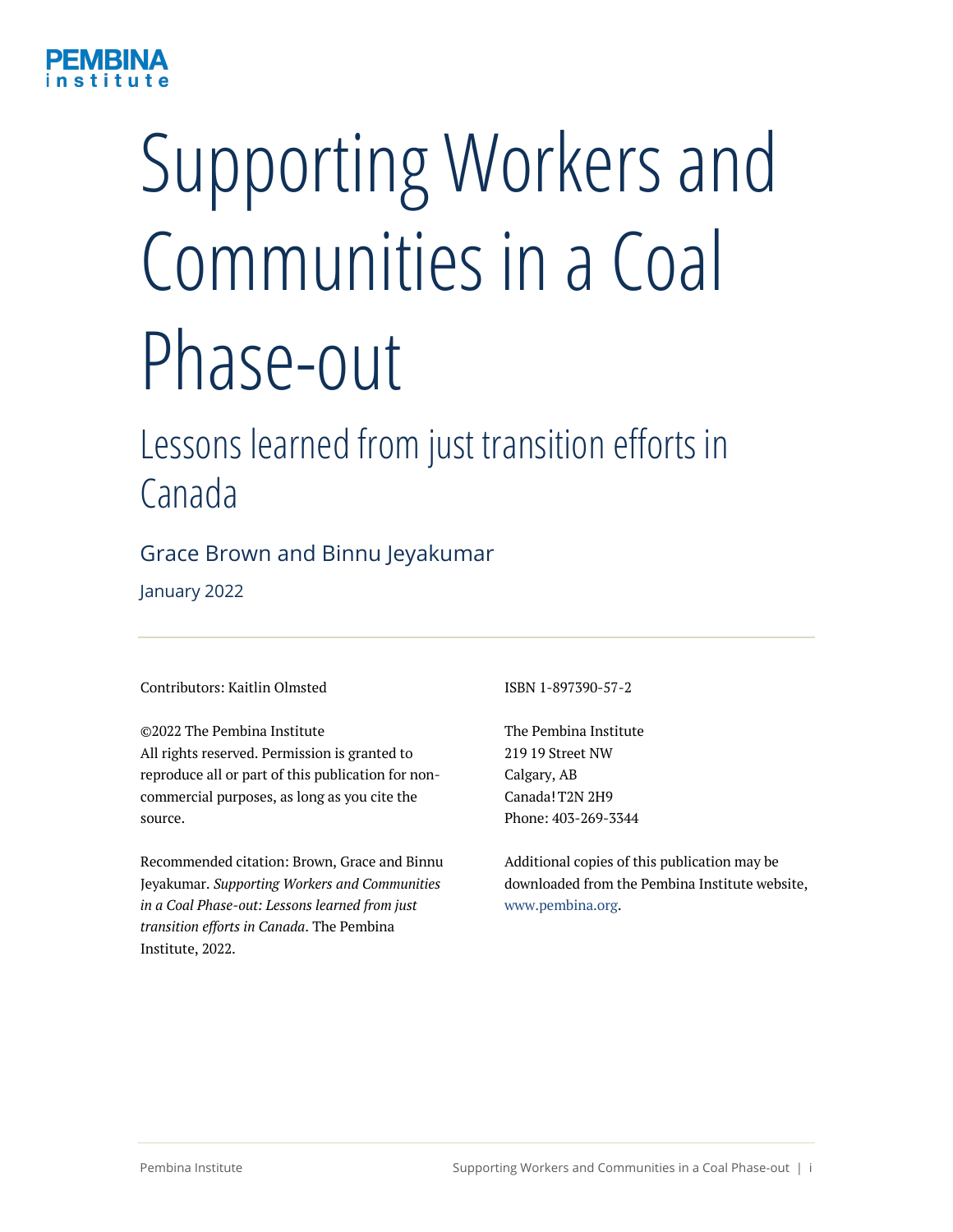# Supporting Workers and Communities in a Coal Phase-out

## Lessons learned from just transition efforts in Canada

Grace Brown and Binnu Jeyakumar

January 2022

Contributors: Kaitlin Olmsted

©2022 The Pembina Institute
All rights reserved. Permission is granted to reproduce all or part of this publication for non-commercial purposes, as long as you cite the source.

Recommended citation: Brown, Grace and Binnu Jeyakumar. *Supporting Workers and Communities in a Coal Phase-out: Lessons learned from just transition efforts in Canada*. The Pembina Institute, 2022.

ISBN 1-897390-57-2

The Pembina Institute
219 19 Street NW
Calgary, AB
Canada T2N 2H9
Phone: 403-269-3344

Additional copies of this publication may be downloaded from the Pembina Institute website, www.pembina.org.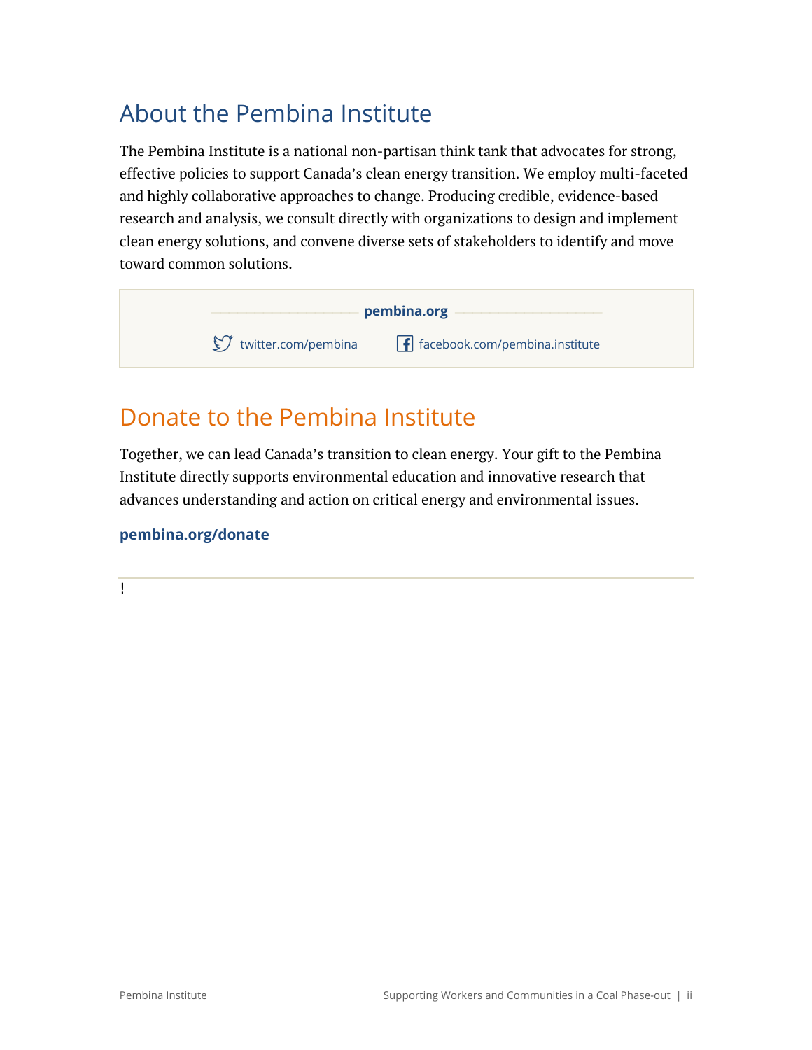## About the Pembina Institute

The Pembina Institute is a national non-partisan think tank that advocates for strong, effective policies to support Canada's clean energy transition. We employ multi-faceted and highly collaborative approaches to change. Producing credible, evidence-based research and analysis, we consult directly with organizations to design and implement clean energy solutions, and convene diverse sets of stakeholders to identify and move toward common solutions.

**pembina.org**

twitter.com/pembina    facebook.com/pembina.institute

## Donate to the Pembina Institute

Together, we can lead Canada's transition to clean energy. Your gift to the Pembina Institute directly supports environmental education and innovative research that advances understanding and action on critical energy and environmental issues.

**pembina.org/donate**

!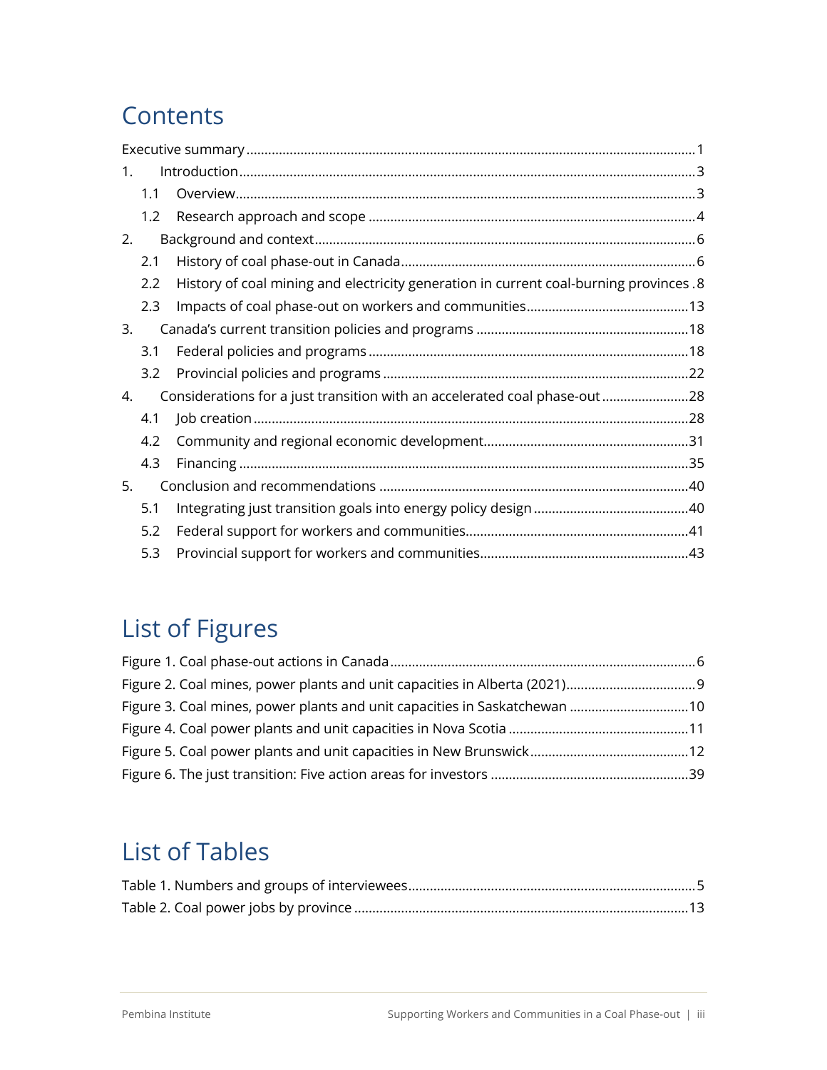# Contents

Executive summary ........................................................................................................ 1

1. Introduction ............................................................................................................. 3
   - 1.1 Overview ............................................................................................................ 3
   - 1.2 Research approach and scope ......................................................................... 4
2. Background and context ......................................................................................... 6
   - 2.1 History of coal phase-out in Canada ................................................................ 6
   - 2.2 History of coal mining and electricity generation in current coal-burning provinces . 8
   - 2.3 Impacts of coal phase-out on workers and communities ................................ 13
3. Canada's current transition policies and programs ............................................... 18
   - 3.1 Federal policies and programs ........................................................................ 18
   - 3.2 Provincial policies and programs .................................................................... 22
4. Considerations for a just transition with an accelerated coal phase-out ................ 28
   - 4.1 Job creation ..................................................................................................... 28
   - 4.2 Community and regional economic development ........................................... 31
   - 4.3 Financing ......................................................................................................... 35
5. Conclusion and recommendations ......................................................................... 40
   - 5.1 Integrating just transition goals into energy policy design ............................. 40
   - 5.2 Federal support for workers and communities ................................................ 41
   - 5.3 Provincial support for workers and communities ............................................ 43

# List of Figures

Figure 1. Coal phase-out actions in Canada ................................................................. 6

Figure 2. Coal mines, power plants and unit capacities in Alberta (2021) .................... 9

Figure 3. Coal mines, power plants and unit capacities in Saskatchewan .................. 10

Figure 4. Coal power plants and unit capacities in Nova Scotia .................................. 11

Figure 5. Coal power plants and unit capacities in New Brunswick ............................ 12

Figure 6. The just transition: Five action areas for investors ...................................... 39

# List of Tables

Table 1. Numbers and groups of interviewees ............................................................... 5

Table 2. Coal power jobs by province .......................................................................... 13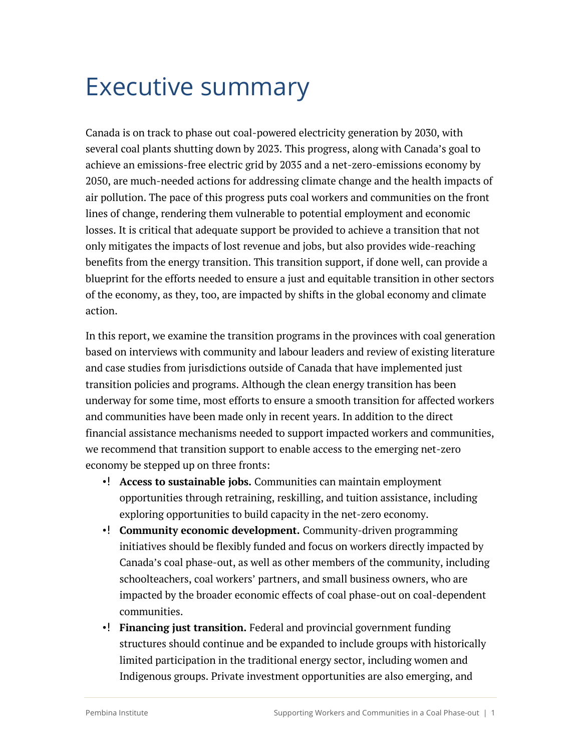# Executive summary

Canada is on track to phase out coal-powered electricity generation by 2030, with several coal plants shutting down by 2023. This progress, along with Canada's goal to achieve an emissions-free electric grid by 2035 and a net-zero-emissions economy by 2050, are much-needed actions for addressing climate change and the health impacts of air pollution. The pace of this progress puts coal workers and communities on the front lines of change, rendering them vulnerable to potential employment and economic losses. It is critical that adequate support be provided to achieve a transition that not only mitigates the impacts of lost revenue and jobs, but also provides wide-reaching benefits from the energy transition. This transition support, if done well, can provide a blueprint for the efforts needed to ensure a just and equitable transition in other sectors of the economy, as they, too, are impacted by shifts in the global economy and climate action.

In this report, we examine the transition programs in the provinces with coal generation based on interviews with community and labour leaders and review of existing literature and case studies from jurisdictions outside of Canada that have implemented just transition policies and programs. Although the clean energy transition has been underway for some time, most efforts to ensure a smooth transition for affected workers and communities have been made only in recent years. In addition to the direct financial assistance mechanisms needed to support impacted workers and communities, we recommend that transition support to enable access to the emerging net-zero economy be stepped up on three fronts:

- **Access to sustainable jobs.** Communities can maintain employment opportunities through retraining, reskilling, and tuition assistance, including exploring opportunities to build capacity in the net-zero economy.
- **Community economic development.** Community-driven programming initiatives should be flexibly funded and focus on workers directly impacted by Canada's coal phase-out, as well as other members of the community, including schoolteachers, coal workers' partners, and small business owners, who are impacted by the broader economic effects of coal phase-out on coal-dependent communities.
- **Financing just transition.** Federal and provincial government funding structures should continue and be expanded to include groups with historically limited participation in the traditional energy sector, including women and Indigenous groups. Private investment opportunities are also emerging, and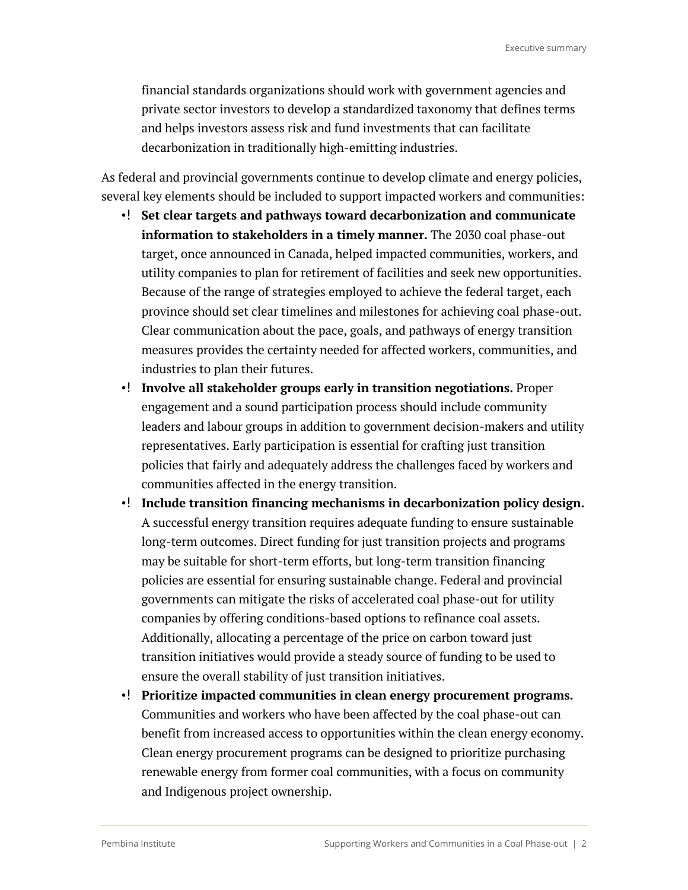financial standards organizations should work with government agencies and private sector investors to develop a standardized taxonomy that defines terms and helps investors assess risk and fund investments that can facilitate decarbonization in traditionally high-emitting industries.

As federal and provincial governments continue to develop climate and energy policies, several key elements should be included to support impacted workers and communities:

- **Set clear targets and pathways toward decarbonization and communicate information to stakeholders in a timely manner.** The 2030 coal phase-out target, once announced in Canada, helped impacted communities, workers, and utility companies to plan for retirement of facilities and seek new opportunities. Because of the range of strategies employed to achieve the federal target, each province should set clear timelines and milestones for achieving coal phase-out. Clear communication about the pace, goals, and pathways of energy transition measures provides the certainty needed for affected workers, communities, and industries to plan their futures.
- **Involve all stakeholder groups early in transition negotiations.** Proper engagement and a sound participation process should include community leaders and labour groups in addition to government decision-makers and utility representatives. Early participation is essential for crafting just transition policies that fairly and adequately address the challenges faced by workers and communities affected in the energy transition.
- **Include transition financing mechanisms in decarbonization policy design.** A successful energy transition requires adequate funding to ensure sustainable long-term outcomes. Direct funding for just transition projects and programs may be suitable for short-term efforts, but long-term transition financing policies are essential for ensuring sustainable change. Federal and provincial governments can mitigate the risks of accelerated coal phase-out for utility companies by offering conditions-based options to refinance coal assets. Additionally, allocating a percentage of the price on carbon toward just transition initiatives would provide a steady source of funding to be used to ensure the overall stability of just transition initiatives.
- **Prioritize impacted communities in clean energy procurement programs.** Communities and workers who have been affected by the coal phase-out can benefit from increased access to opportunities within the clean energy economy. Clean energy procurement programs can be designed to prioritize purchasing renewable energy from former coal communities, with a focus on community and Indigenous project ownership.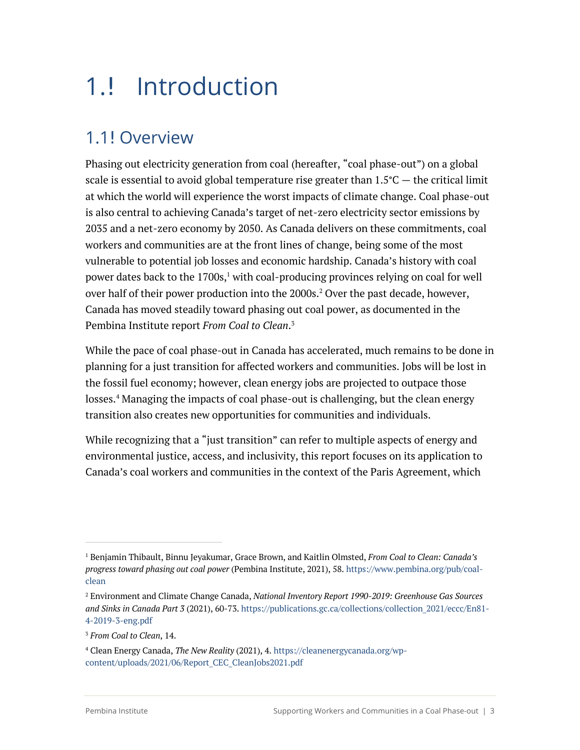# 1.! Introduction

## 1.1! Overview

Phasing out electricity generation from coal (hereafter, "coal phase-out") on a global scale is essential to avoid global temperature rise greater than 1.5°C — the critical limit at which the world will experience the worst impacts of climate change. Coal phase-out is also central to achieving Canada's target of net-zero electricity sector emissions by 2035 and a net-zero economy by 2050. As Canada delivers on these commitments, coal workers and communities are at the front lines of change, being some of the most vulnerable to potential job losses and economic hardship. Canada's history with coal power dates back to the 1700s,[1] with coal-producing provinces relying on coal for well over half of their power production into the 2000s.[2] Over the past decade, however, Canada has moved steadily toward phasing out coal power, as documented in the Pembina Institute report *From Coal to Clean*.[3]

While the pace of coal phase-out in Canada has accelerated, much remains to be done in planning for a just transition for affected workers and communities. Jobs will be lost in the fossil fuel economy; however, clean energy jobs are projected to outpace those losses.[4] Managing the impacts of coal phase-out is challenging, but the clean energy transition also creates new opportunities for communities and individuals.

While recognizing that a "just transition" can refer to multiple aspects of energy and environmental justice, access, and inclusivity, this report focuses on its application to Canada's coal workers and communities in the context of the Paris Agreement, which

---

[1] Benjamin Thibault, Binnu Jeyakumar, Grace Brown, and Kaitlin Olmsted, *From Coal to Clean: Canada's progress toward phasing out coal power* (Pembina Institute, 2021), 58. https://www.pembina.org/pub/coal-clean

[2] Environment and Climate Change Canada, *National Inventory Report 1990-2019: Greenhouse Gas Sources and Sinks in Canada Part 3* (2021), 60-73. https://publications.gc.ca/collections/collection_2021/eccc/En81-4-2019-3-eng.pdf

[3] *From Coal to Clean*, 14.

[4] Clean Energy Canada, *The New Reality* (2021), 4. https://cleanenergycanada.org/wp-content/uploads/2021/06/Report_CEC_CleanJobs2021.pdf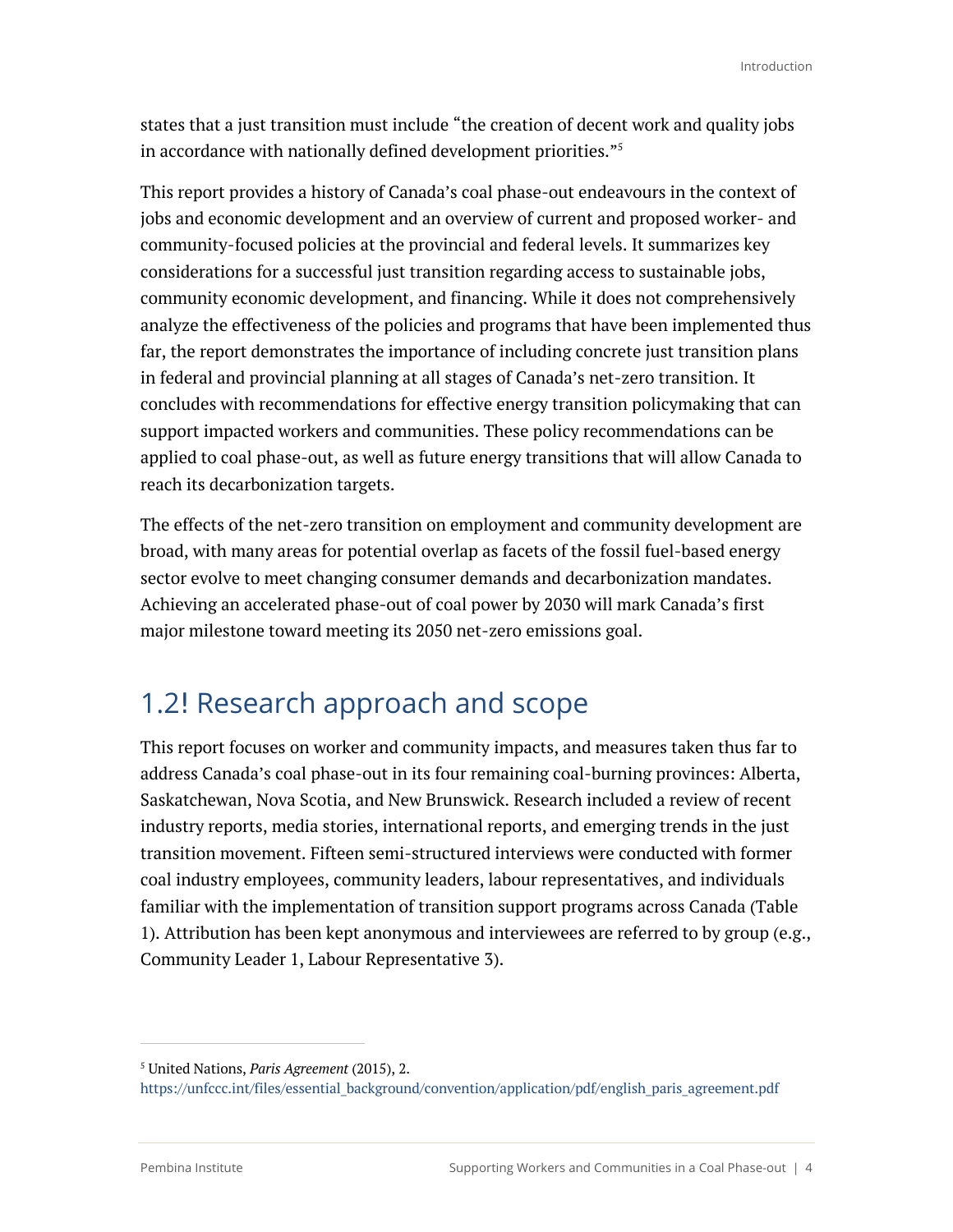states that a just transition must include "the creation of decent work and quality jobs in accordance with nationally defined development priorities."[5]

This report provides a history of Canada's coal phase-out endeavours in the context of jobs and economic development and an overview of current and proposed worker- and community-focused policies at the provincial and federal levels. It summarizes key considerations for a successful just transition regarding access to sustainable jobs, community economic development, and financing. While it does not comprehensively analyze the effectiveness of the policies and programs that have been implemented thus far, the report demonstrates the importance of including concrete just transition plans in federal and provincial planning at all stages of Canada's net-zero transition. It concludes with recommendations for effective energy transition policymaking that can support impacted workers and communities. These policy recommendations can be applied to coal phase-out, as well as future energy transitions that will allow Canada to reach its decarbonization targets.

The effects of the net-zero transition on employment and community development are broad, with many areas for potential overlap as facets of the fossil fuel-based energy sector evolve to meet changing consumer demands and decarbonization mandates. Achieving an accelerated phase-out of coal power by 2030 will mark Canada's first major milestone toward meeting its 2050 net-zero emissions goal.

## 1.2! Research approach and scope

This report focuses on worker and community impacts, and measures taken thus far to address Canada's coal phase-out in its four remaining coal-burning provinces: Alberta, Saskatchewan, Nova Scotia, and New Brunswick. Research included a review of recent industry reports, media stories, international reports, and emerging trends in the just transition movement. Fifteen semi-structured interviews were conducted with former coal industry employees, community leaders, labour representatives, and individuals familiar with the implementation of transition support programs across Canada (Table 1). Attribution has been kept anonymous and interviewees are referred to by group (e.g., Community Leader 1, Labour Representative 3).

[5] United Nations, *Paris Agreement* (2015), 2. https://unfccc.int/files/essential_background/convention/application/pdf/english_paris_agreement.pdf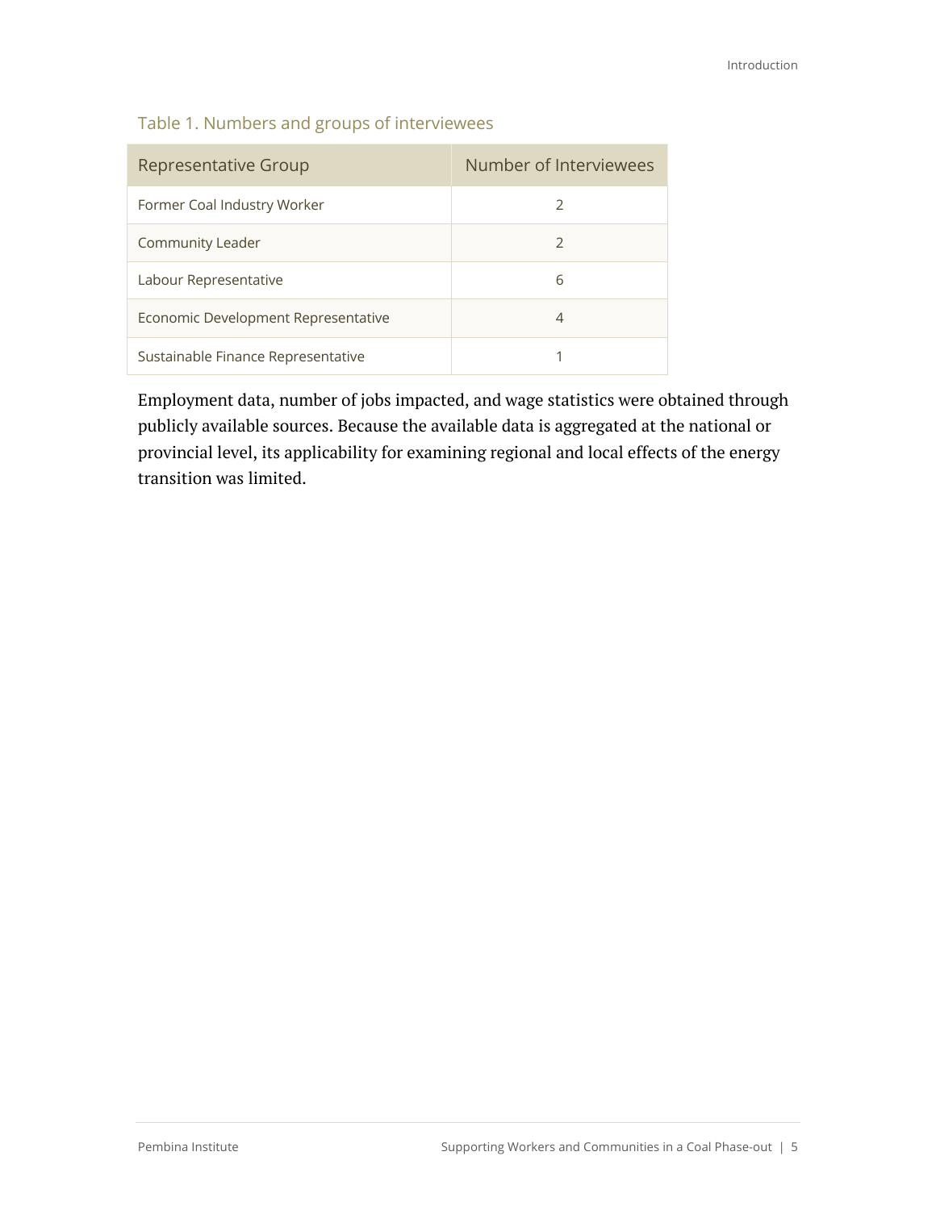Table 1. Numbers and groups of interviewees

| Representative Group | Number of Interviewees |
| --- | --- |
| Former Coal Industry Worker | 2 |
| Community Leader | 2 |
| Labour Representative | 6 |
| Economic Development Representative | 4 |
| Sustainable Finance Representative | 1 |

Employment data, number of jobs impacted, and wage statistics were obtained through publicly available sources. Because the available data is aggregated at the national or provincial level, its applicability for examining regional and local effects of the energy transition was limited.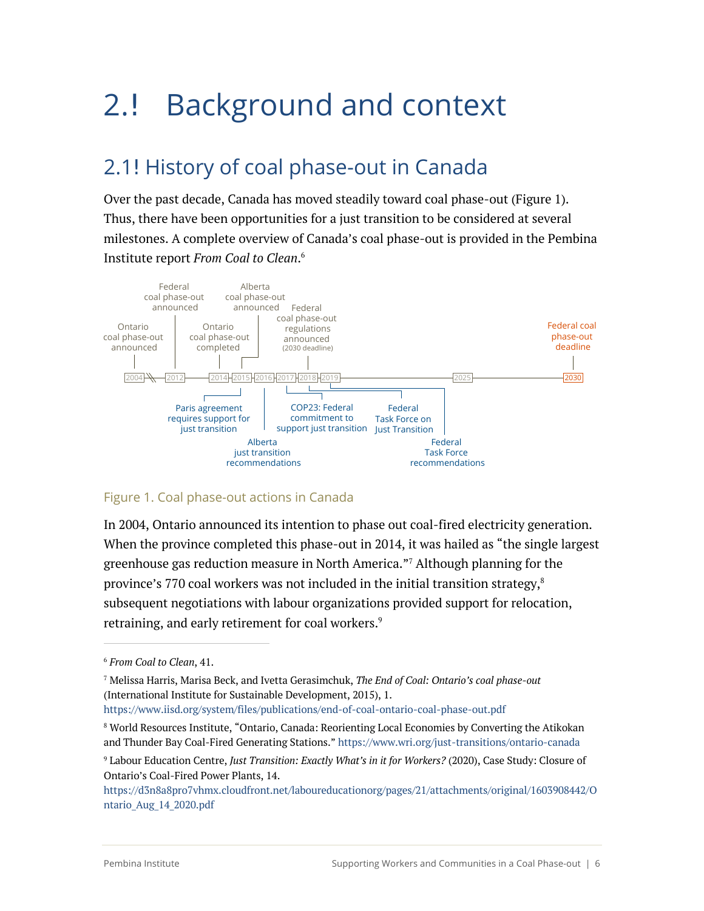# 2.! Background and context

## 2.1! History of coal phase-out in Canada

Over the past decade, Canada has moved steadily toward coal phase-out (Figure 1). Thus, there have been opportunities for a just transition to be considered at several milestones. A complete overview of Canada's coal phase-out is provided in the Pembina Institute report *From Coal to Clean*.[6]

Figure 1. Coal phase-out actions in Canada

In 2004, Ontario announced its intention to phase out coal-fired electricity generation. When the province completed this phase-out in 2014, it was hailed as "the single largest greenhouse gas reduction measure in North America."[7] Although planning for the province's 770 coal workers was not included in the initial transition strategy,[8] subsequent negotiations with labour organizations provided support for relocation, retraining, and early retirement for coal workers.[9]

---

[6] *From Coal to Clean*, 41.

[7] Melissa Harris, Marisa Beck, and Ivetta Gerasimchuk, *The End of Coal: Ontario's coal phase-out* (International Institute for Sustainable Development, 2015), 1. https://www.iisd.org/system/files/publications/end-of-coal-ontario-coal-phase-out.pdf

[8] World Resources Institute, "Ontario, Canada: Reorienting Local Economies by Converting the Atikokan and Thunder Bay Coal-Fired Generating Stations." https://www.wri.org/just-transitions/ontario-canada

[9] Labour Education Centre, *Just Transition: Exactly What's in it for Workers?* (2020), Case Study: Closure of Ontario's Coal-Fired Power Plants, 14. https://d3n8a8pro7vhmx.cloudfront.net/laboureducationorg/pages/21/attachments/original/1603908442/Ontario_Aug_14_2020.pdf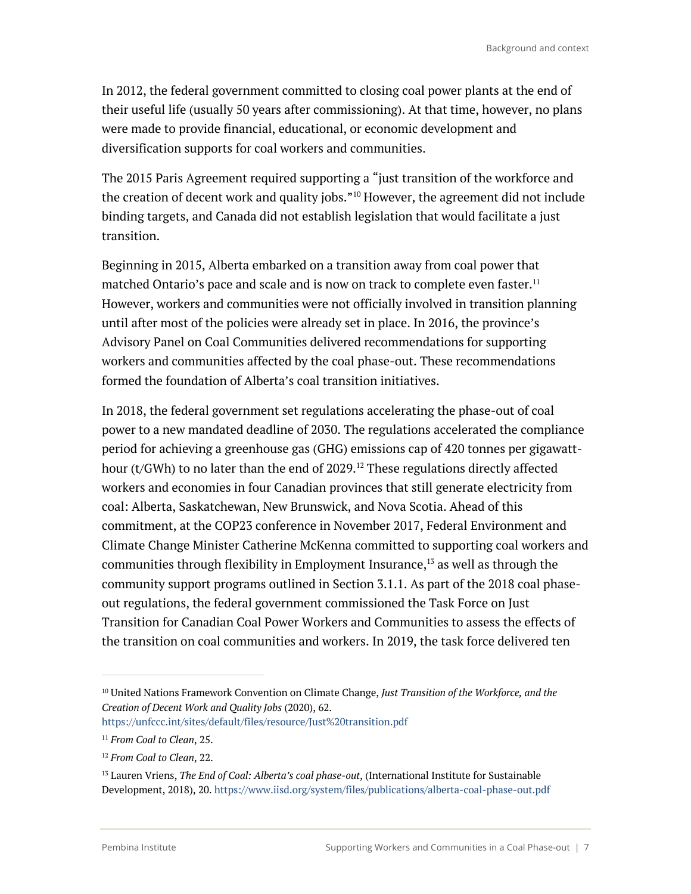In 2012, the federal government committed to closing coal power plants at the end of their useful life (usually 50 years after commissioning). At that time, however, no plans were made to provide financial, educational, or economic development and diversification supports for coal workers and communities.

The 2015 Paris Agreement required supporting a "just transition of the workforce and the creation of decent work and quality jobs."[10] However, the agreement did not include binding targets, and Canada did not establish legislation that would facilitate a just transition.

Beginning in 2015, Alberta embarked on a transition away from coal power that matched Ontario's pace and scale and is now on track to complete even faster.[11] However, workers and communities were not officially involved in transition planning until after most of the policies were already set in place. In 2016, the province's Advisory Panel on Coal Communities delivered recommendations for supporting workers and communities affected by the coal phase-out. These recommendations formed the foundation of Alberta's coal transition initiatives.

In 2018, the federal government set regulations accelerating the phase-out of coal power to a new mandated deadline of 2030. The regulations accelerated the compliance period for achieving a greenhouse gas (GHG) emissions cap of 420 tonnes per gigawatt-hour (t/GWh) to no later than the end of 2029.[12] These regulations directly affected workers and economies in four Canadian provinces that still generate electricity from coal: Alberta, Saskatchewan, New Brunswick, and Nova Scotia. Ahead of this commitment, at the COP23 conference in November 2017, Federal Environment and Climate Change Minister Catherine McKenna committed to supporting coal workers and communities through flexibility in Employment Insurance,[13] as well as through the community support programs outlined in Section 3.1.1. As part of the 2018 coal phase-out regulations, the federal government commissioned the Task Force on Just Transition for Canadian Coal Power Workers and Communities to assess the effects of the transition on coal communities and workers. In 2019, the task force delivered ten

---

[10] United Nations Framework Convention on Climate Change, *Just Transition of the Workforce, and the Creation of Decent Work and Quality Jobs* (2020), 62. https://unfccc.int/sites/default/files/resource/Just%20transition.pdf

[11] *From Coal to Clean*, 25.

[12] *From Coal to Clean*, 22.

[13] Lauren Vriens, *The End of Coal: Alberta's coal phase-out*, (International Institute for Sustainable Development, 2018), 20. https://www.iisd.org/system/files/publications/alberta-coal-phase-out.pdf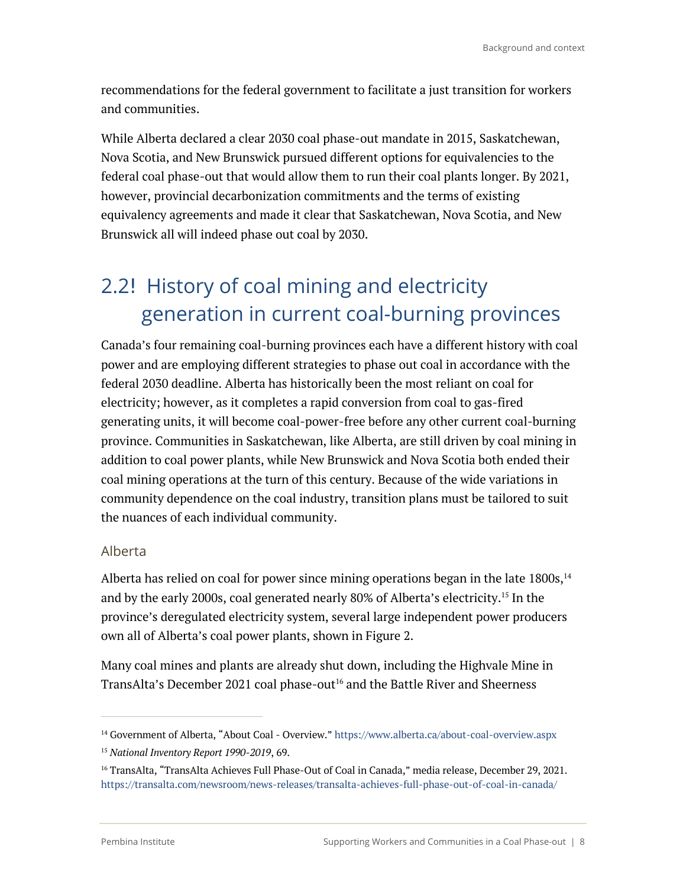recommendations for the federal government to facilitate a just transition for workers and communities.

While Alberta declared a clear 2030 coal phase-out mandate in 2015, Saskatchewan, Nova Scotia, and New Brunswick pursued different options for equivalencies to the federal coal phase-out that would allow them to run their coal plants longer. By 2021, however, provincial decarbonization commitments and the terms of existing equivalency agreements and made it clear that Saskatchewan, Nova Scotia, and New Brunswick all will indeed phase out coal by 2030.

## 2.2! History of coal mining and electricity generation in current coal-burning provinces

Canada's four remaining coal-burning provinces each have a different history with coal power and are employing different strategies to phase out coal in accordance with the federal 2030 deadline. Alberta has historically been the most reliant on coal for electricity; however, as it completes a rapid conversion from coal to gas-fired generating units, it will become coal-power-free before any other current coal-burning province. Communities in Saskatchewan, like Alberta, are still driven by coal mining in addition to coal power plants, while New Brunswick and Nova Scotia both ended their coal mining operations at the turn of this century. Because of the wide variations in community dependence on the coal industry, transition plans must be tailored to suit the nuances of each individual community.

### Alberta

Alberta has relied on coal for power since mining operations began in the late 1800s,[14] and by the early 2000s, coal generated nearly 80% of Alberta's electricity.[15] In the province's deregulated electricity system, several large independent power producers own all of Alberta's coal power plants, shown in Figure 2.

Many coal mines and plants are already shut down, including the Highvale Mine in TransAlta's December 2021 coal phase-out[16] and the Battle River and Sheerness

---

[14] Government of Alberta, "About Coal - Overview." https://www.alberta.ca/about-coal-overview.aspx

[15] *National Inventory Report 1990-2019*, 69.

[16] TransAlta, "TransAlta Achieves Full Phase-Out of Coal in Canada," media release, December 29, 2021. https://transalta.com/newsroom/news-releases/transalta-achieves-full-phase-out-of-coal-in-canada/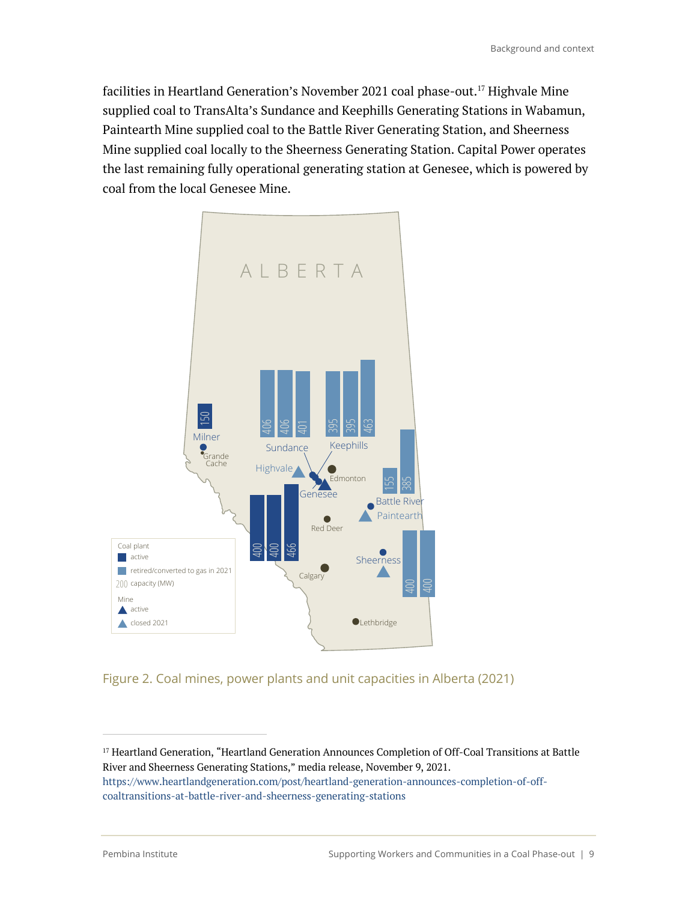facilities in Heartland Generation's November 2021 coal phase-out.[17] Highvale Mine supplied coal to TransAlta's Sundance and Keephills Generating Stations in Wabamun, Paintearth Mine supplied coal to the Battle River Generating Station, and Sheerness Mine supplied coal locally to the Sheerness Generating Station. Capital Power operates the last remaining fully operational generating station at Genesee, which is powered by coal from the local Genesee Mine.

Figure 2. Coal mines, power plants and unit capacities in Alberta (2021)

[17] Heartland Generation, "Heartland Generation Announces Completion of Off-Coal Transitions at Battle River and Sheerness Generating Stations," media release, November 9, 2021. https://www.heartlandgeneration.com/post/heartland-generation-announces-completion-of-off-coaltransitions-at-battle-river-and-sheerness-generating-stations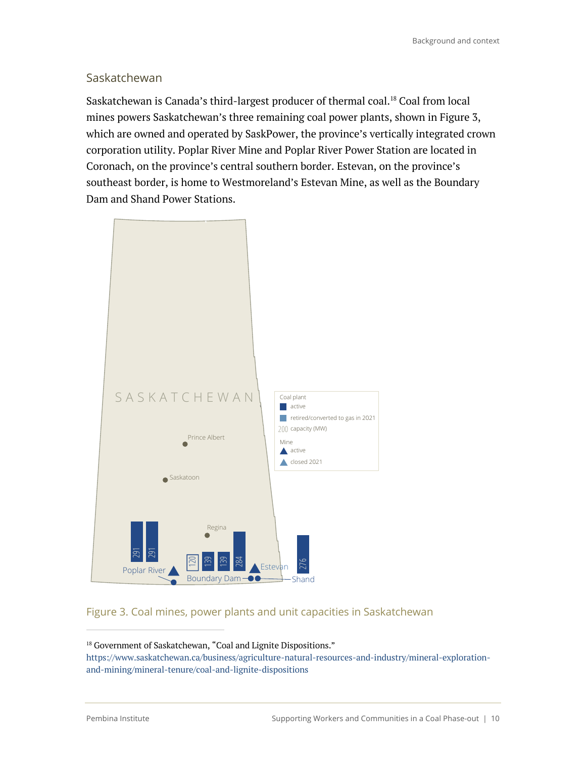## Saskatchewan

Saskatchewan is Canada's third-largest producer of thermal coal.[18] Coal from local mines powers Saskatchewan's three remaining coal power plants, shown in Figure 3, which are owned and operated by SaskPower, the province's vertically integrated crown corporation utility. Poplar River Mine and Poplar River Power Station are located in Coronach, on the province's central southern border. Estevan, on the province's southeast border, is home to Westmoreland's Estevan Mine, as well as the Boundary Dam and Shand Power Stations.

Figure 3. Coal mines, power plants and unit capacities in Saskatchewan

[18] Government of Saskatchewan, "Coal and Lignite Dispositions." https://www.saskatchewan.ca/business/agriculture-natural-resources-and-industry/mineral-exploration-and-mining/mineral-tenure/coal-and-lignite-dispositions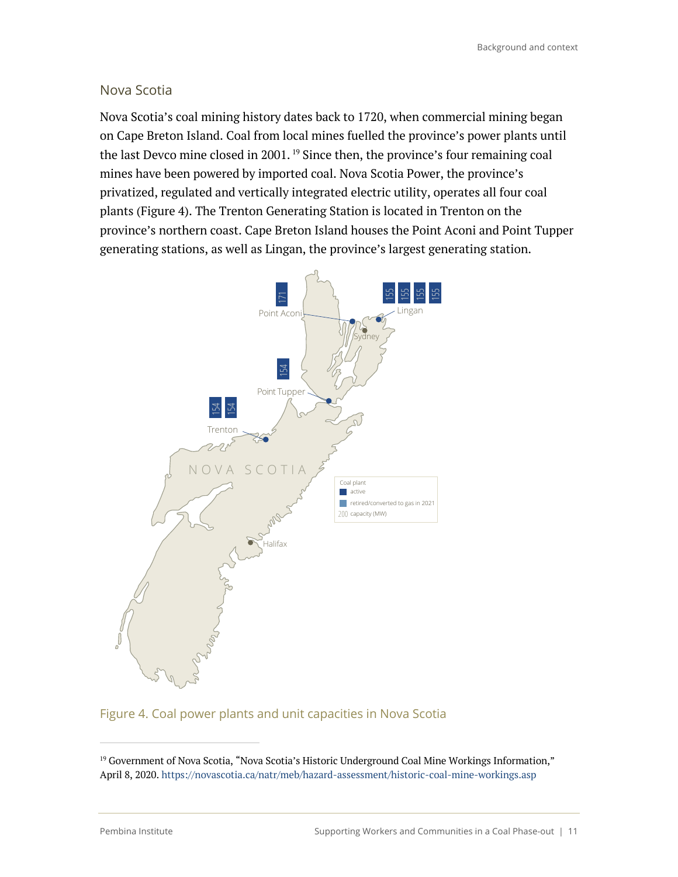## Nova Scotia

Nova Scotia's coal mining history dates back to 1720, when commercial mining began on Cape Breton Island. Coal from local mines fuelled the province's power plants until the last Devco mine closed in 2001. [19] Since then, the province's four remaining coal mines have been powered by imported coal. Nova Scotia Power, the province's privatized, regulated and vertically integrated electric utility, operates all four coal plants (Figure 4). The Trenton Generating Station is located in Trenton on the province's northern coast. Cape Breton Island houses the Point Aconi and Point Tupper generating stations, as well as Lingan, the province's largest generating station.

Figure 4. Coal power plants and unit capacities in Nova Scotia

[19] Government of Nova Scotia, "Nova Scotia's Historic Underground Coal Mine Workings Information," April 8, 2020. https://novascotia.ca/natr/meb/hazard-assessment/historic-coal-mine-workings.asp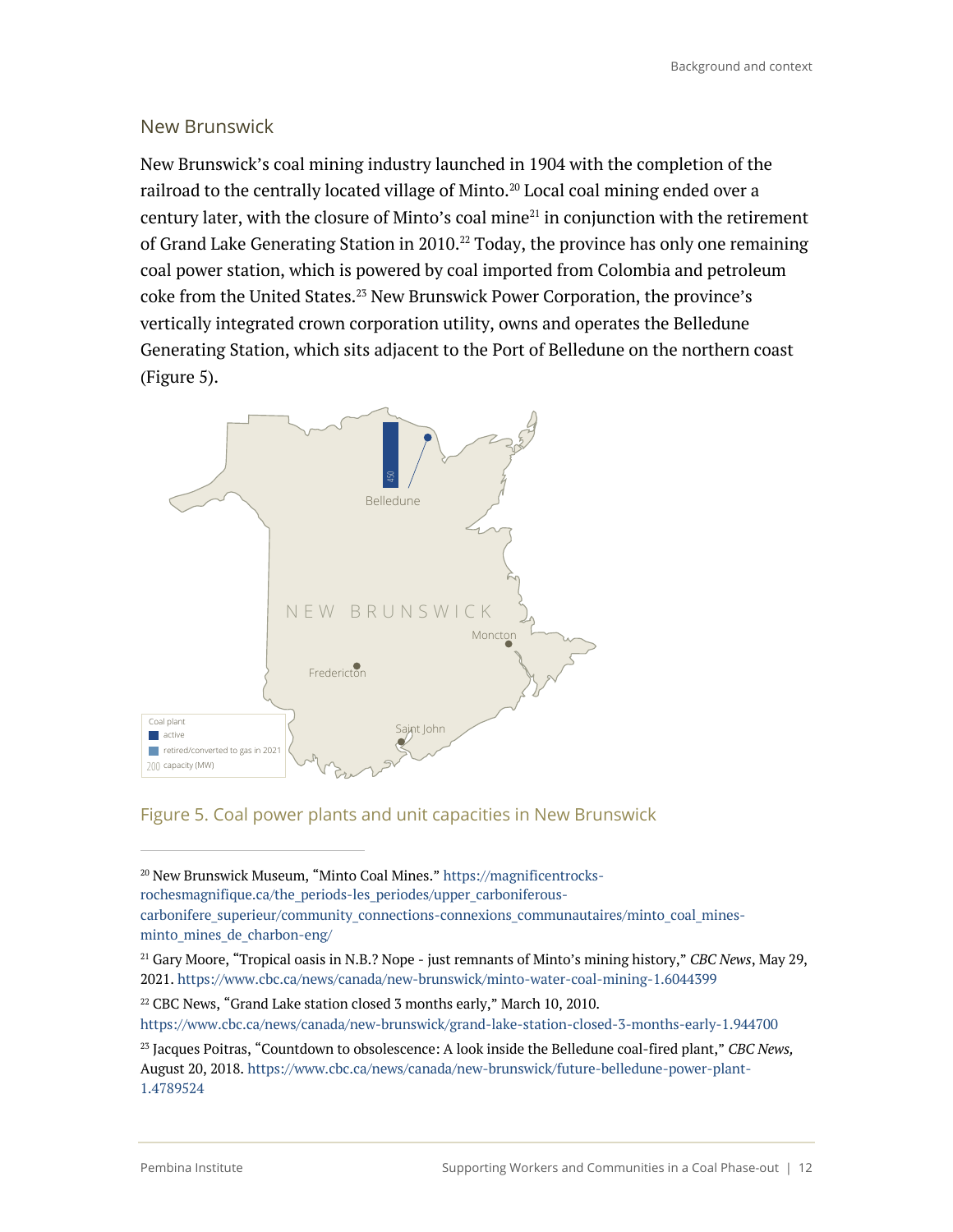## New Brunswick

New Brunswick's coal mining industry launched in 1904 with the completion of the railroad to the centrally located village of Minto.[20] Local coal mining ended over a century later, with the closure of Minto's coal mine[21] in conjunction with the retirement of Grand Lake Generating Station in 2010.[22] Today, the province has only one remaining coal power station, which is powered by coal imported from Colombia and petroleum coke from the United States.[23] New Brunswick Power Corporation, the province's vertically integrated crown corporation utility, owns and operates the Belledune Generating Station, which sits adjacent to the Port of Belledune on the northern coast (Figure 5).

Figure 5. Coal power plants and unit capacities in New Brunswick

[20] New Brunswick Museum, "Minto Coal Mines." https://magnificentrocks-rochesmagnifique.ca/the_periods-les_periodes/upper_carboniferous-carbonifere_superieur/community_connections-connexions_communautaires/minto_coal_mines-minto_mines_de_charbon-eng/

[21] Gary Moore, "Tropical oasis in N.B.? Nope - just remnants of Minto's mining history," *CBC News*, May 29, 2021. https://www.cbc.ca/news/canada/new-brunswick/minto-water-coal-mining-1.6044399

[22] CBC News, "Grand Lake station closed 3 months early," March 10, 2010. https://www.cbc.ca/news/canada/new-brunswick/grand-lake-station-closed-3-months-early-1.944700

[23] Jacques Poitras, "Countdown to obsolescence: A look inside the Belledune coal-fired plant," *CBC News,* August 20, 2018. https://www.cbc.ca/news/canada/new-brunswick/future-belledune-power-plant-1.4789524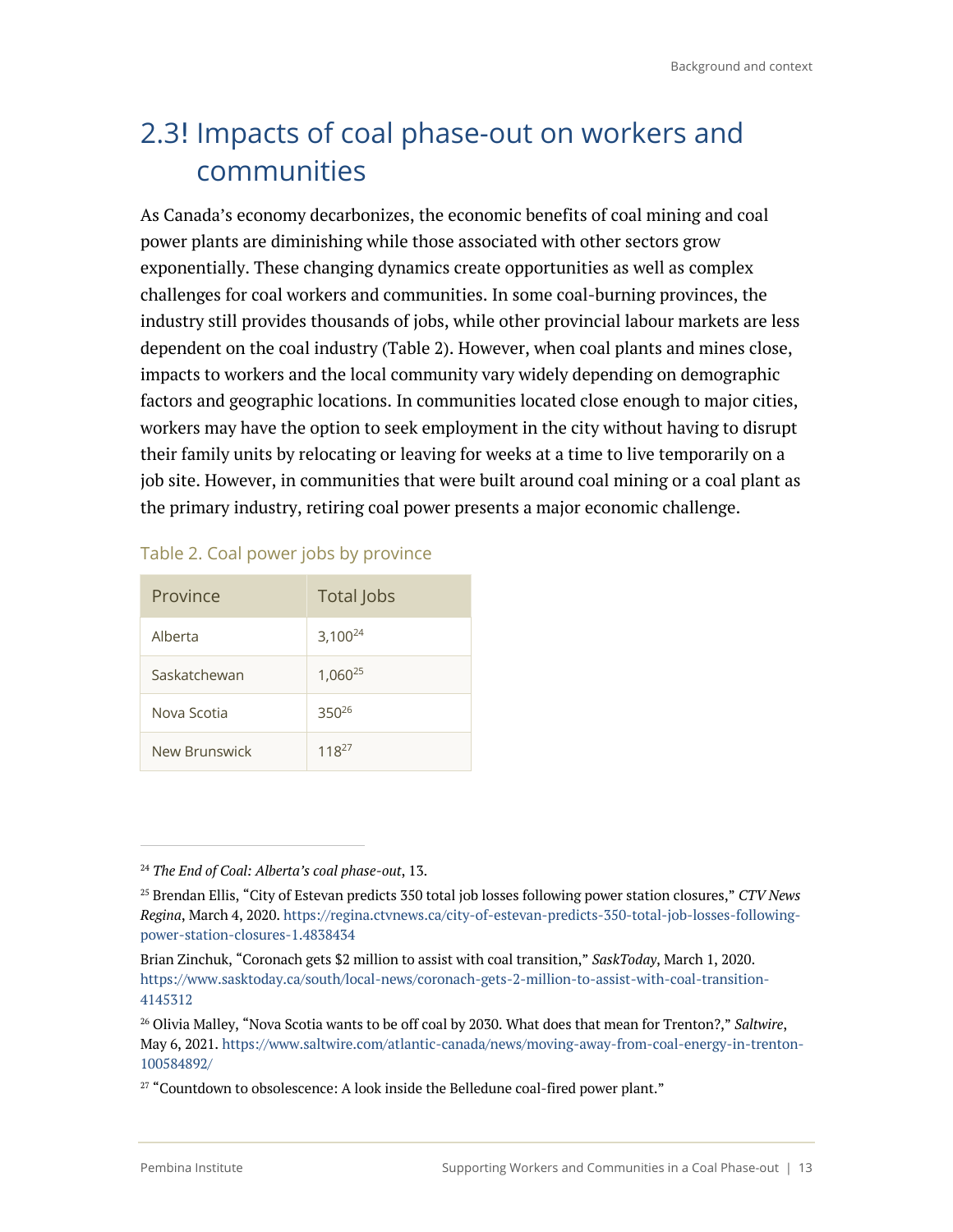## 2.3! Impacts of coal phase-out on workers and communities

As Canada's economy decarbonizes, the economic benefits of coal mining and coal power plants are diminishing while those associated with other sectors grow exponentially. These changing dynamics create opportunities as well as complex challenges for coal workers and communities. In some coal-burning provinces, the industry still provides thousands of jobs, while other provincial labour markets are less dependent on the coal industry (Table 2). However, when coal plants and mines close, impacts to workers and the local community vary widely depending on demographic factors and geographic locations. In communities located close enough to major cities, workers may have the option to seek employment in the city without having to disrupt their family units by relocating or leaving for weeks at a time to live temporarily on a job site. However, in communities that were built around coal mining or a coal plant as the primary industry, retiring coal power presents a major economic challenge.

Table 2. Coal power jobs by province

| Province | Total Jobs |
|---|---|
| Alberta | 3,100[24] |
| Saskatchewan | 1,060[25] |
| Nova Scotia | 350[26] |
| New Brunswick | 118[27] |

[24] *The End of Coal: Alberta's coal phase-out*, 13.

[25] Brendan Ellis, "City of Estevan predicts 350 total job losses following power station closures," *CTV News Regina*, March 4, 2020. https://regina.ctvnews.ca/city-of-estevan-predicts-350-total-job-losses-following-power-station-closures-1.4838434

Brian Zinchuk, "Coronach gets $2 million to assist with coal transition," *SaskToday*, March 1, 2020. https://www.sasktoday.ca/south/local-news/coronach-gets-2-million-to-assist-with-coal-transition-4145312

[26] Olivia Malley, "Nova Scotia wants to be off coal by 2030. What does that mean for Trenton?," *Saltwire*, May 6, 2021. https://www.saltwire.com/atlantic-canada/news/moving-away-from-coal-energy-in-trenton-100584892/

[27] "Countdown to obsolescence: A look inside the Belledune coal-fired power plant."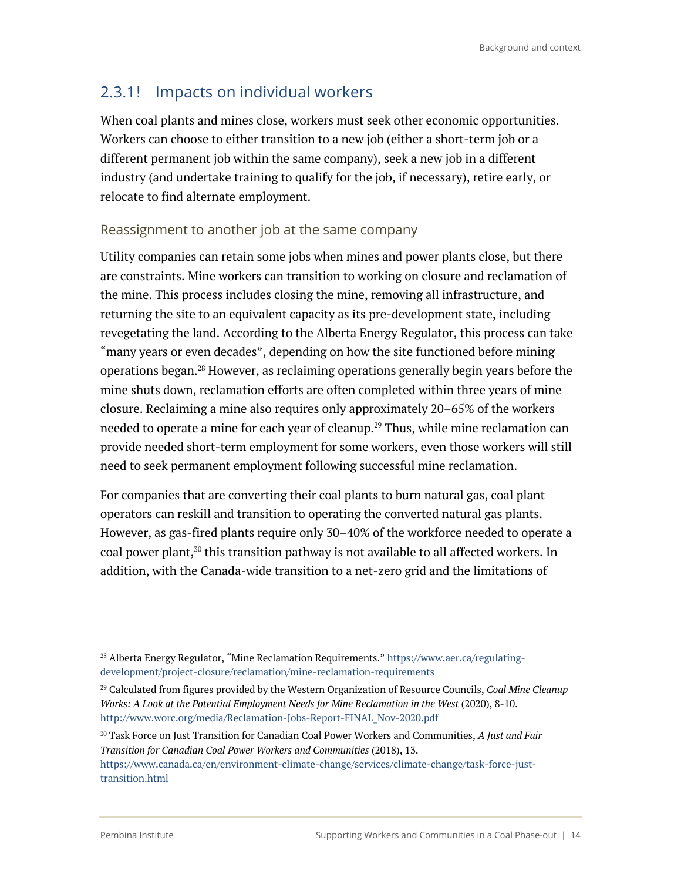### 2.3.1! Impacts on individual workers

When coal plants and mines close, workers must seek other economic opportunities. Workers can choose to either transition to a new job (either a short-term job or a different permanent job within the same company), seek a new job in a different industry (and undertake training to qualify for the job, if necessary), retire early, or relocate to find alternate employment.

#### Reassignment to another job at the same company

Utility companies can retain some jobs when mines and power plants close, but there are constraints. Mine workers can transition to working on closure and reclamation of the mine. This process includes closing the mine, removing all infrastructure, and returning the site to an equivalent capacity as its pre-development state, including revegetating the land. According to the Alberta Energy Regulator, this process can take "many years or even decades", depending on how the site functioned before mining operations began.[28] However, as reclaiming operations generally begin years before the mine shuts down, reclamation efforts are often completed within three years of mine closure. Reclaiming a mine also requires only approximately 20–65% of the workers needed to operate a mine for each year of cleanup.[29] Thus, while mine reclamation can provide needed short-term employment for some workers, even those workers will still need to seek permanent employment following successful mine reclamation.

For companies that are converting their coal plants to burn natural gas, coal plant operators can reskill and transition to operating the converted natural gas plants. However, as gas-fired plants require only 30–40% of the workforce needed to operate a coal power plant,[30] this transition pathway is not available to all affected workers. In addition, with the Canada-wide transition to a net-zero grid and the limitations of

---

[28] Alberta Energy Regulator, "Mine Reclamation Requirements." https://www.aer.ca/regulating-development/project-closure/reclamation/mine-reclamation-requirements

[29] Calculated from figures provided by the Western Organization of Resource Councils, *Coal Mine Cleanup Works: A Look at the Potential Employment Needs for Mine Reclamation in the West* (2020), 8-10. http://www.worc.org/media/Reclamation-Jobs-Report-FINAL_Nov-2020.pdf

[30] Task Force on Just Transition for Canadian Coal Power Workers and Communities, *A Just and Fair Transition for Canadian Coal Power Workers and Communities* (2018), 13. https://www.canada.ca/en/environment-climate-change/services/climate-change/task-force-just-transition.html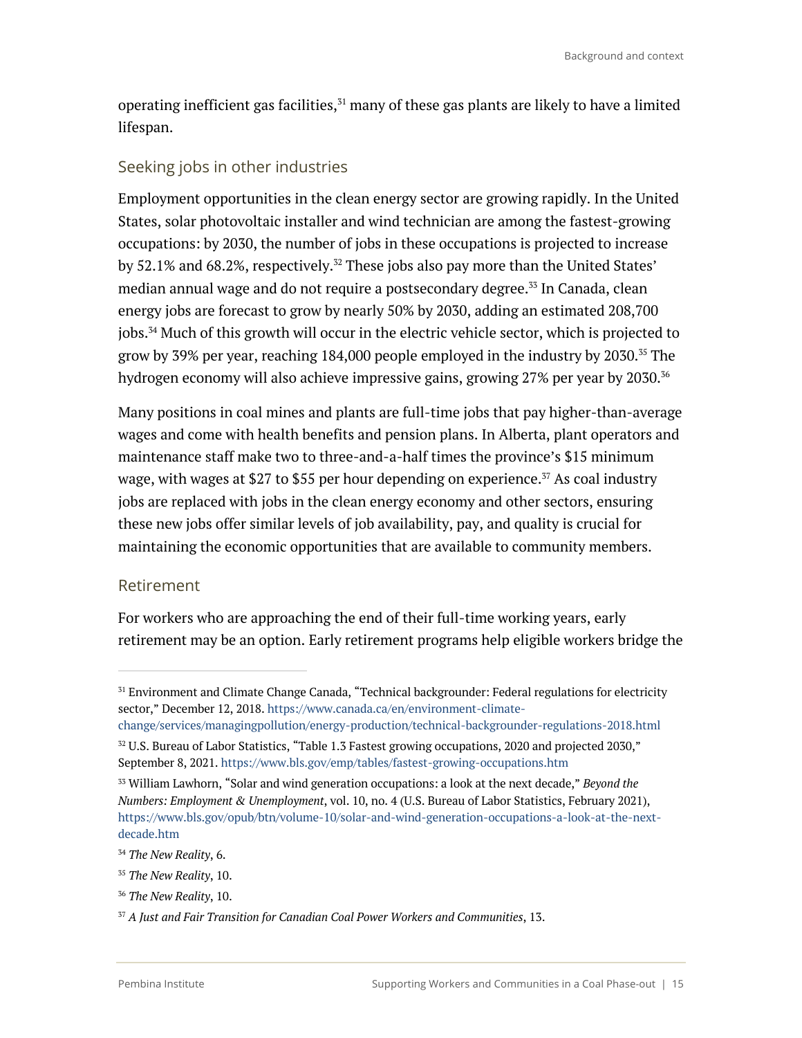operating inefficient gas facilities,[31] many of these gas plants are likely to have a limited lifespan.

### Seeking jobs in other industries

Employment opportunities in the clean energy sector are growing rapidly. In the United States, solar photovoltaic installer and wind technician are among the fastest-growing occupations: by 2030, the number of jobs in these occupations is projected to increase by 52.1% and 68.2%, respectively.[32] These jobs also pay more than the United States' median annual wage and do not require a postsecondary degree.[33] In Canada, clean energy jobs are forecast to grow by nearly 50% by 2030, adding an estimated 208,700 jobs.[34] Much of this growth will occur in the electric vehicle sector, which is projected to grow by 39% per year, reaching 184,000 people employed in the industry by 2030.[35] The hydrogen economy will also achieve impressive gains, growing 27% per year by 2030.[36]

Many positions in coal mines and plants are full-time jobs that pay higher-than-average wages and come with health benefits and pension plans. In Alberta, plant operators and maintenance staff make two to three-and-a-half times the province's $15 minimum wage, with wages at $27 to $55 per hour depending on experience.[37] As coal industry jobs are replaced with jobs in the clean energy economy and other sectors, ensuring these new jobs offer similar levels of job availability, pay, and quality is crucial for maintaining the economic opportunities that are available to community members.

### Retirement

For workers who are approaching the end of their full-time working years, early retirement may be an option. Early retirement programs help eligible workers bridge the

---

[31] Environment and Climate Change Canada, "Technical backgrounder: Federal regulations for electricity sector," December 12, 2018. https://www.canada.ca/en/environment-climate-change/services/managingpollution/energy-production/technical-backgrounder-regulations-2018.html

[32] U.S. Bureau of Labor Statistics, "Table 1.3 Fastest growing occupations, 2020 and projected 2030," September 8, 2021. https://www.bls.gov/emp/tables/fastest-growing-occupations.htm

[33] William Lawhorn, "Solar and wind generation occupations: a look at the next decade," *Beyond the Numbers: Employment & Unemployment*, vol. 10, no. 4 (U.S. Bureau of Labor Statistics, February 2021), https://www.bls.gov/opub/btn/volume-10/solar-and-wind-generation-occupations-a-look-at-the-next-decade.htm

[34] *The New Reality*, 6.

[35] *The New Reality*, 10.

[36] *The New Reality*, 10.

[37] *A Just and Fair Transition for Canadian Coal Power Workers and Communities*, 13.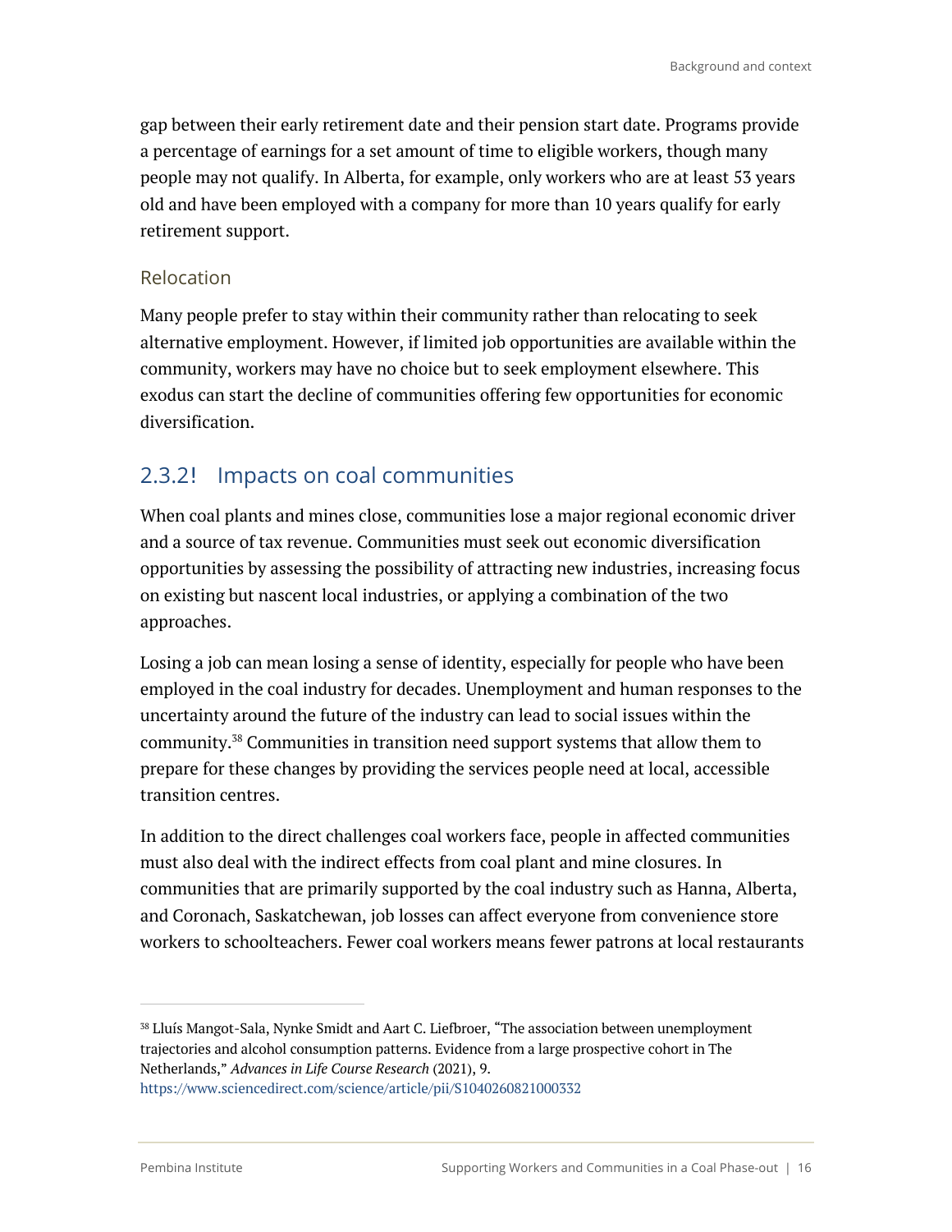gap between their early retirement date and their pension start date. Programs provide a percentage of earnings for a set amount of time to eligible workers, though many people may not qualify. In Alberta, for example, only workers who are at least 53 years old and have been employed with a company for more than 10 years qualify for early retirement support.

#### Relocation

Many people prefer to stay within their community rather than relocating to seek alternative employment. However, if limited job opportunities are available within the community, workers may have no choice but to seek employment elsewhere. This exodus can start the decline of communities offering few opportunities for economic diversification.

### 2.3.2! Impacts on coal communities

When coal plants and mines close, communities lose a major regional economic driver and a source of tax revenue. Communities must seek out economic diversification opportunities by assessing the possibility of attracting new industries, increasing focus on existing but nascent local industries, or applying a combination of the two approaches.

Losing a job can mean losing a sense of identity, especially for people who have been employed in the coal industry for decades. Unemployment and human responses to the uncertainty around the future of the industry can lead to social issues within the community.[38] Communities in transition need support systems that allow them to prepare for these changes by providing the services people need at local, accessible transition centres.

In addition to the direct challenges coal workers face, people in affected communities must also deal with the indirect effects from coal plant and mine closures. In communities that are primarily supported by the coal industry such as Hanna, Alberta, and Coronach, Saskatchewan, job losses can affect everyone from convenience store workers to schoolteachers. Fewer coal workers means fewer patrons at local restaurants

---

[38] Lluís Mangot-Sala, Nynke Smidt and Aart C. Liefbroer, "The association between unemployment trajectories and alcohol consumption patterns. Evidence from a large prospective cohort in The Netherlands," *Advances in Life Course Research* (2021), 9. https://www.sciencedirect.com/science/article/pii/S1040260821000332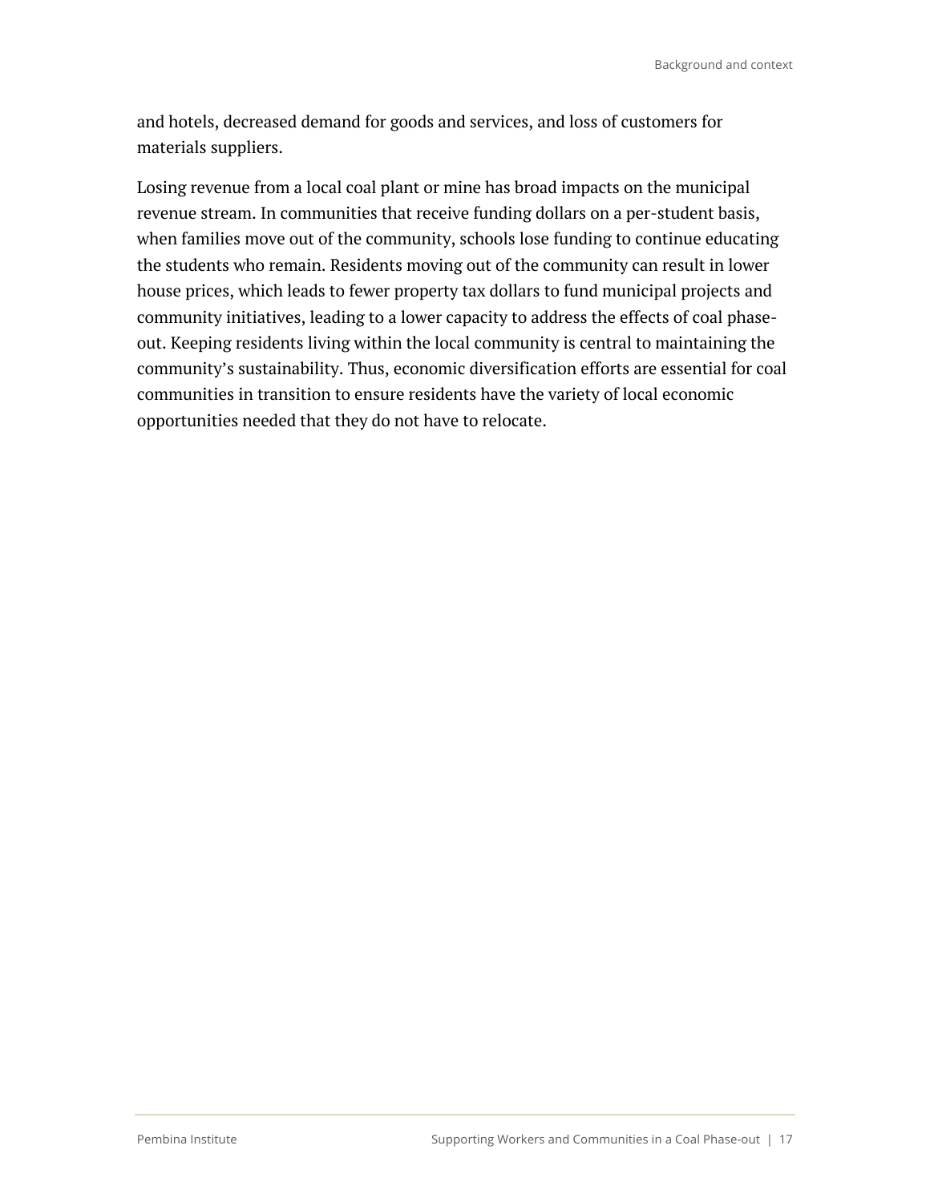and hotels, decreased demand for goods and services, and loss of customers for materials suppliers.

Losing revenue from a local coal plant or mine has broad impacts on the municipal revenue stream. In communities that receive funding dollars on a per-student basis, when families move out of the community, schools lose funding to continue educating the students who remain. Residents moving out of the community can result in lower house prices, which leads to fewer property tax dollars to fund municipal projects and community initiatives, leading to a lower capacity to address the effects of coal phase-out. Keeping residents living within the local community is central to maintaining the community's sustainability. Thus, economic diversification efforts are essential for coal communities in transition to ensure residents have the variety of local economic opportunities needed that they do not have to relocate.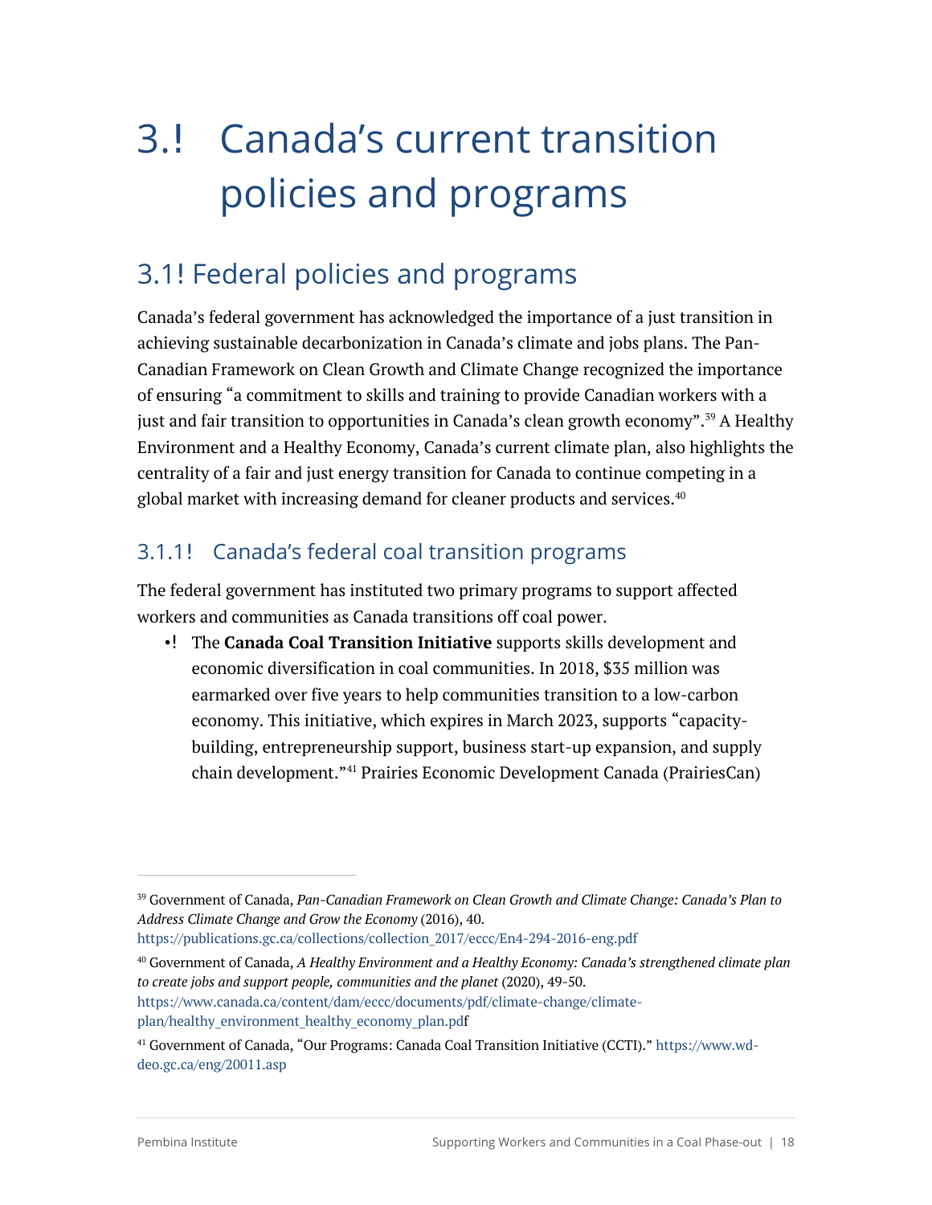# 3. Canada's current transition policies and programs

## 3.1 Federal policies and programs

Canada's federal government has acknowledged the importance of a just transition in achieving sustainable decarbonization in Canada's climate and jobs plans. The Pan-Canadian Framework on Clean Growth and Climate Change recognized the importance of ensuring "a commitment to skills and training to provide Canadian workers with a just and fair transition to opportunities in Canada's clean growth economy".[39] A Healthy Environment and a Healthy Economy, Canada's current climate plan, also highlights the centrality of a fair and just energy transition for Canada to continue competing in a global market with increasing demand for cleaner products and services.[40]

### 3.1.1 Canada's federal coal transition programs

The federal government has instituted two primary programs to support affected workers and communities as Canada transitions off coal power.

- The **Canada Coal Transition Initiative** supports skills development and economic diversification in coal communities. In 2018, $35 million was earmarked over five years to help communities transition to a low-carbon economy. This initiative, which expires in March 2023, supports "capacity-building, entrepreneurship support, business start-up expansion, and supply chain development."[41] Prairies Economic Development Canada (PrairiesCan)

---

[39] Government of Canada, *Pan-Canadian Framework on Clean Growth and Climate Change: Canada's Plan to Address Climate Change and Grow the Economy* (2016), 40. https://publications.gc.ca/collections/collection_2017/eccc/En4-294-2016-eng.pdf

[40] Government of Canada, *A Healthy Environment and a Healthy Economy: Canada's strengthened climate plan to create jobs and support people, communities and the planet* (2020), 49-50. https://www.canada.ca/content/dam/eccc/documents/pdf/climate-change/climate-plan/healthy_environment_healthy_economy_plan.pdf

[41] Government of Canada, "Our Programs: Canada Coal Transition Initiative (CCTI)." https://www.wd-deo.gc.ca/eng/20011.asp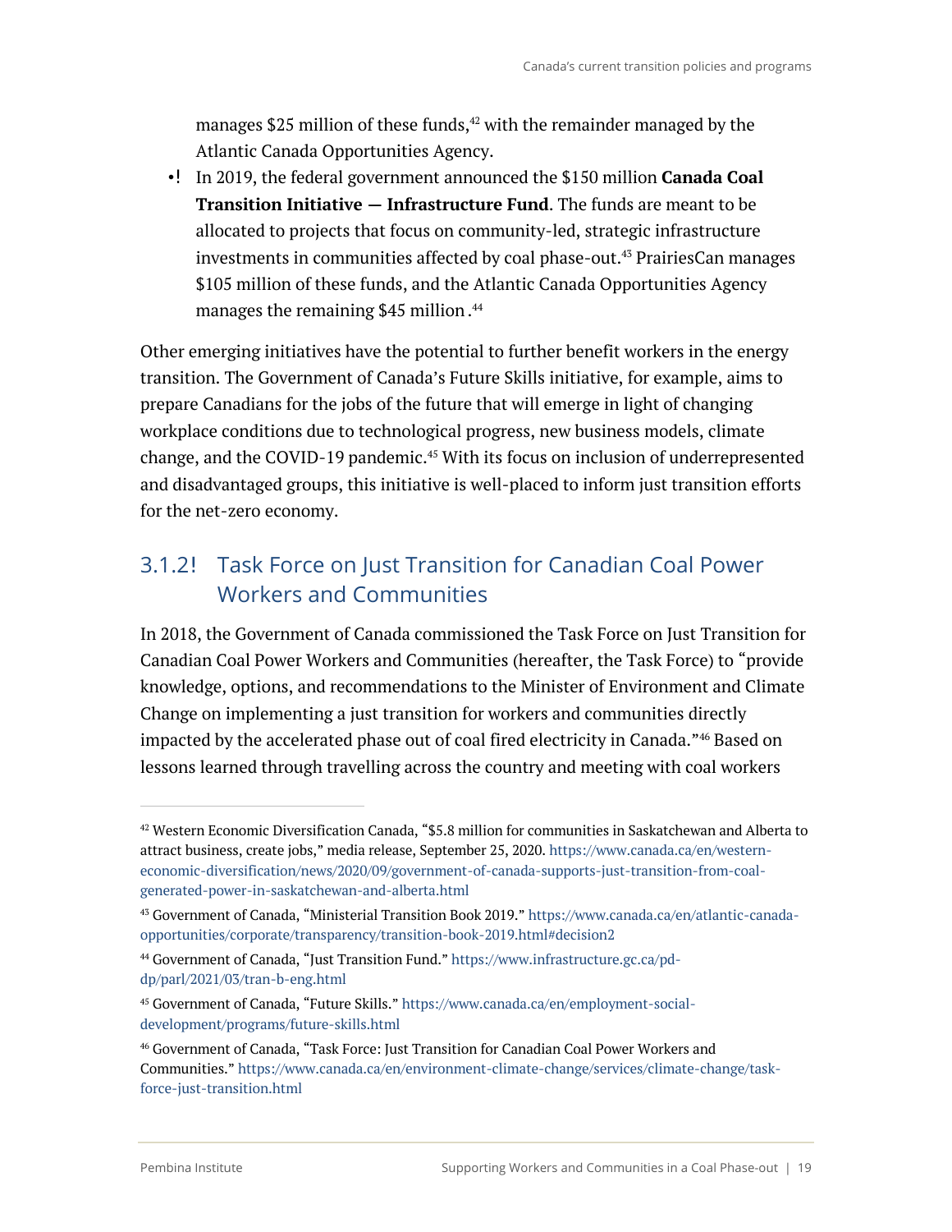manages $25 million of these funds,[42] with the remainder managed by the Atlantic Canada Opportunities Agency.

- In 2019, the federal government announced the $150 million **Canada Coal Transition Initiative — Infrastructure Fund**. The funds are meant to be allocated to projects that focus on community-led, strategic infrastructure investments in communities affected by coal phase-out.[43] PrairiesCan manages $105 million of these funds, and the Atlantic Canada Opportunities Agency manages the remaining $45 million.[44]

Other emerging initiatives have the potential to further benefit workers in the energy transition. The Government of Canada's Future Skills initiative, for example, aims to prepare Canadians for the jobs of the future that will emerge in light of changing workplace conditions due to technological progress, new business models, climate change, and the COVID-19 pandemic.[45] With its focus on inclusion of underrepresented and disadvantaged groups, this initiative is well-placed to inform just transition efforts for the net-zero economy.

### 3.1.2 Task Force on Just Transition for Canadian Coal Power Workers and Communities

In 2018, the Government of Canada commissioned the Task Force on Just Transition for Canadian Coal Power Workers and Communities (hereafter, the Task Force) to "provide knowledge, options, and recommendations to the Minister of Environment and Climate Change on implementing a just transition for workers and communities directly impacted by the accelerated phase out of coal fired electricity in Canada."[46] Based on lessons learned through travelling across the country and meeting with coal workers

---

[42] Western Economic Diversification Canada, "$5.8 million for communities in Saskatchewan and Alberta to attract business, create jobs," media release, September 25, 2020. https://www.canada.ca/en/western-economic-diversification/news/2020/09/government-of-canada-supports-just-transition-from-coal-generated-power-in-saskatchewan-and-alberta.html

[43] Government of Canada, "Ministerial Transition Book 2019." https://www.canada.ca/en/atlantic-canada-opportunities/corporate/transparency/transition-book-2019.html#decision2

[44] Government of Canada, "Just Transition Fund." https://www.infrastructure.gc.ca/pd-dp/parl/2021/03/tran-b-eng.html

[45] Government of Canada, "Future Skills." https://www.canada.ca/en/employment-social-development/programs/future-skills.html

[46] Government of Canada, "Task Force: Just Transition for Canadian Coal Power Workers and Communities." https://www.canada.ca/en/environment-climate-change/services/climate-change/task-force-just-transition.html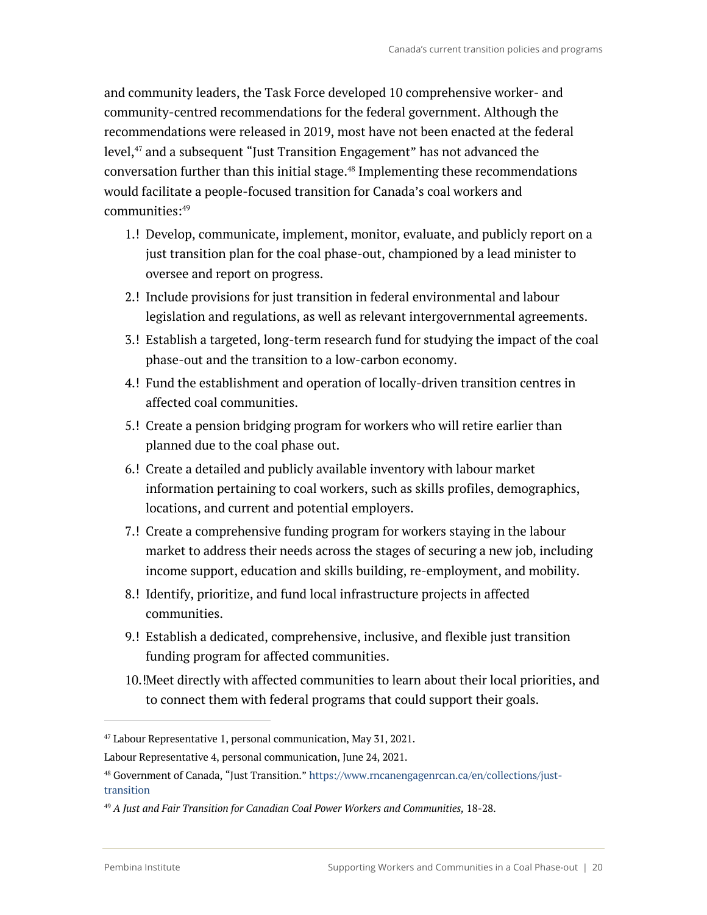and community leaders, the Task Force developed 10 comprehensive worker- and community-centred recommendations for the federal government. Although the recommendations were released in 2019, most have not been enacted at the federal level,[47] and a subsequent "Just Transition Engagement" has not advanced the conversation further than this initial stage.[48] Implementing these recommendations would facilitate a people-focused transition for Canada's coal workers and communities:[49]

1. Develop, communicate, implement, monitor, evaluate, and publicly report on a just transition plan for the coal phase-out, championed by a lead minister to oversee and report on progress.
2. Include provisions for just transition in federal environmental and labour legislation and regulations, as well as relevant intergovernmental agreements.
3. Establish a targeted, long-term research fund for studying the impact of the coal phase-out and the transition to a low-carbon economy.
4. Fund the establishment and operation of locally-driven transition centres in affected coal communities.
5. Create a pension bridging program for workers who will retire earlier than planned due to the coal phase out.
6. Create a detailed and publicly available inventory with labour market information pertaining to coal workers, such as skills profiles, demographics, locations, and current and potential employers.
7. Create a comprehensive funding program for workers staying in the labour market to address their needs across the stages of securing a new job, including income support, education and skills building, re-employment, and mobility.
8. Identify, prioritize, and fund local infrastructure projects in affected communities.
9. Establish a dedicated, comprehensive, inclusive, and flexible just transition funding program for affected communities.
10. Meet directly with affected communities to learn about their local priorities, and to connect them with federal programs that could support their goals.

---

[47] Labour Representative 1, personal communication, May 31, 2021.

Labour Representative 4, personal communication, June 24, 2021.

[48] Government of Canada, "Just Transition." https://www.rncanengagenrcan.ca/en/collections/just-transition

[49] *A Just and Fair Transition for Canadian Coal Power Workers and Communities,* 18-28.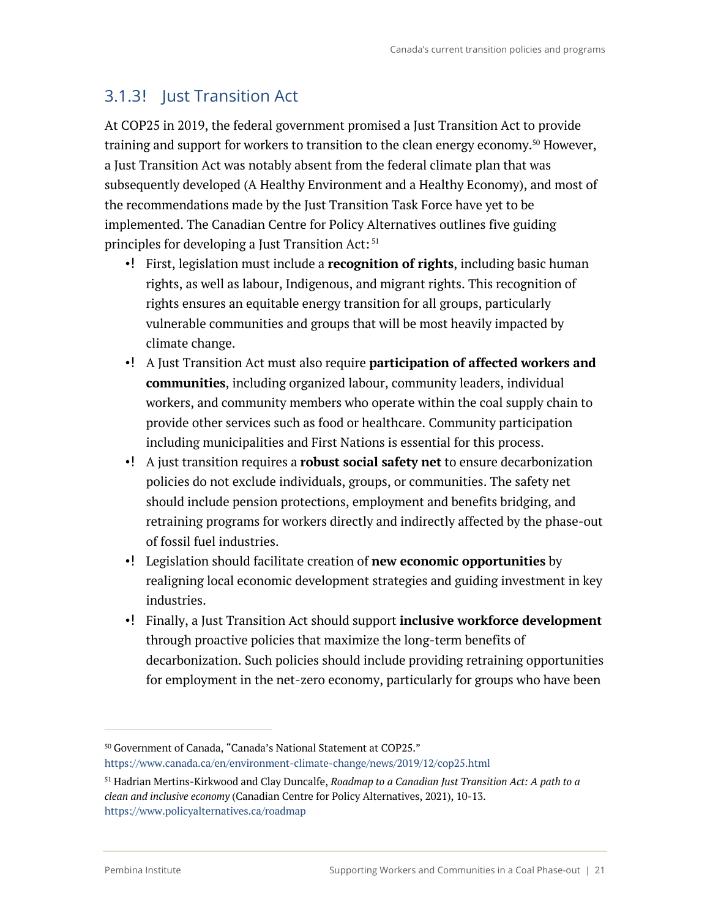### 3.1.3 Just Transition Act

At COP25 in 2019, the federal government promised a Just Transition Act to provide training and support for workers to transition to the clean energy economy.[50] However, a Just Transition Act was notably absent from the federal climate plan that was subsequently developed (A Healthy Environment and a Healthy Economy), and most of the recommendations made by the Just Transition Task Force have yet to be implemented. The Canadian Centre for Policy Alternatives outlines five guiding principles for developing a Just Transition Act:[51]

- First, legislation must include a **recognition of rights**, including basic human rights, as well as labour, Indigenous, and migrant rights. This recognition of rights ensures an equitable energy transition for all groups, particularly vulnerable communities and groups that will be most heavily impacted by climate change.
- A Just Transition Act must also require **participation of affected workers and communities**, including organized labour, community leaders, individual workers, and community members who operate within the coal supply chain to provide other services such as food or healthcare. Community participation including municipalities and First Nations is essential for this process.
- A just transition requires a **robust social safety net** to ensure decarbonization policies do not exclude individuals, groups, or communities. The safety net should include pension protections, employment and benefits bridging, and retraining programs for workers directly and indirectly affected by the phase-out of fossil fuel industries.
- Legislation should facilitate creation of **new economic opportunities** by realigning local economic development strategies and guiding investment in key industries.
- Finally, a Just Transition Act should support **inclusive workforce development** through proactive policies that maximize the long-term benefits of decarbonization. Such policies should include providing retraining opportunities for employment in the net-zero economy, particularly for groups who have been

---

[50] Government of Canada, "Canada's National Statement at COP25." https://www.canada.ca/en/environment-climate-change/news/2019/12/cop25.html

[51] Hadrian Mertins-Kirkwood and Clay Duncalfe, *Roadmap to a Canadian Just Transition Act: A path to a clean and inclusive economy* (Canadian Centre for Policy Alternatives, 2021), 10-13. https://www.policyalternatives.ca/roadmap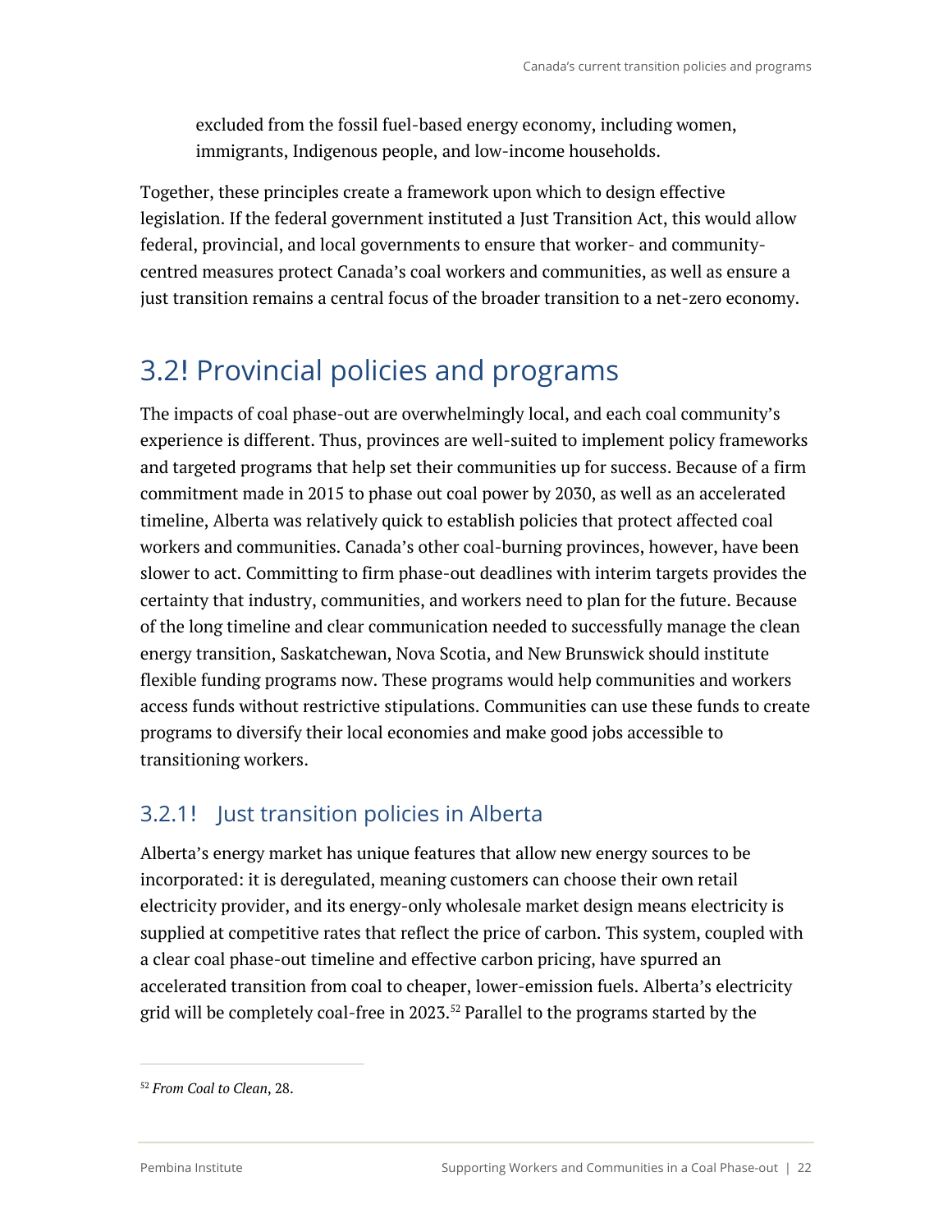excluded from the fossil fuel-based energy economy, including women, immigrants, Indigenous people, and low-income households.

Together, these principles create a framework upon which to design effective legislation. If the federal government instituted a Just Transition Act, this would allow federal, provincial, and local governments to ensure that worker- and community-centred measures protect Canada's coal workers and communities, as well as ensure a just transition remains a central focus of the broader transition to a net-zero economy.

## 3.2! Provincial policies and programs

The impacts of coal phase-out are overwhelmingly local, and each coal community's experience is different. Thus, provinces are well-suited to implement policy frameworks and targeted programs that help set their communities up for success. Because of a firm commitment made in 2015 to phase out coal power by 2030, as well as an accelerated timeline, Alberta was relatively quick to establish policies that protect affected coal workers and communities. Canada's other coal-burning provinces, however, have been slower to act. Committing to firm phase-out deadlines with interim targets provides the certainty that industry, communities, and workers need to plan for the future. Because of the long timeline and clear communication needed to successfully manage the clean energy transition, Saskatchewan, Nova Scotia, and New Brunswick should institute flexible funding programs now. These programs would help communities and workers access funds without restrictive stipulations. Communities can use these funds to create programs to diversify their local economies and make good jobs accessible to transitioning workers.

### 3.2.1! Just transition policies in Alberta

Alberta's energy market has unique features that allow new energy sources to be incorporated: it is deregulated, meaning customers can choose their own retail electricity provider, and its energy-only wholesale market design means electricity is supplied at competitive rates that reflect the price of carbon. This system, coupled with a clear coal phase-out timeline and effective carbon pricing, have spurred an accelerated transition from coal to cheaper, lower-emission fuels. Alberta's electricity grid will be completely coal-free in 2023.[52] Parallel to the programs started by the

[52] *From Coal to Clean*, 28.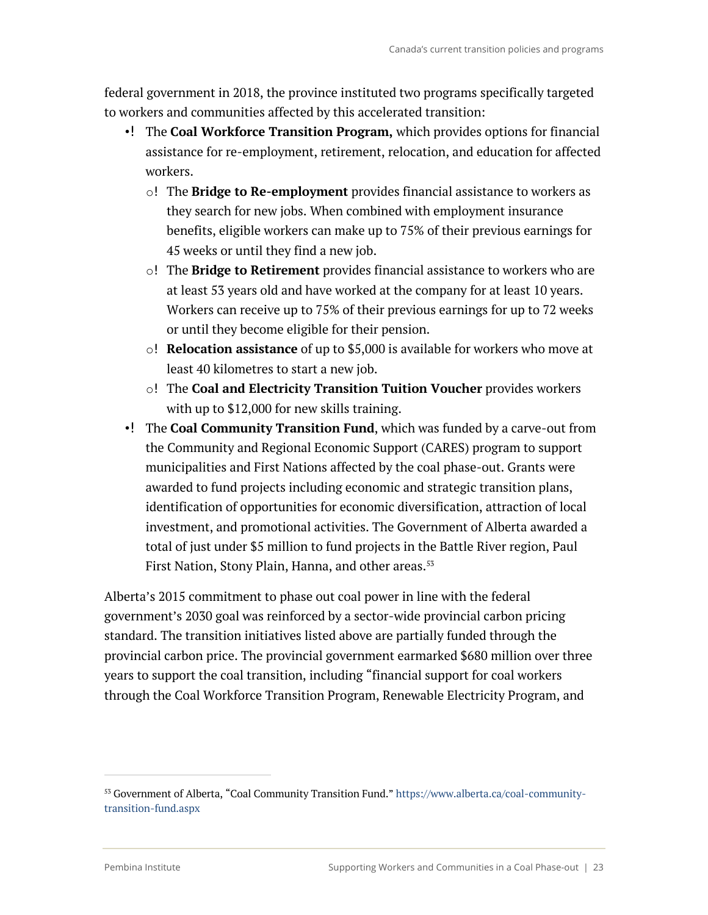federal government in 2018, the province instituted two programs specifically targeted to workers and communities affected by this accelerated transition:

- The **Coal Workforce Transition Program,** which provides options for financial assistance for re-employment, retirement, relocation, and education for affected workers.
  - The **Bridge to Re-employment** provides financial assistance to workers as they search for new jobs. When combined with employment insurance benefits, eligible workers can make up to 75% of their previous earnings for 45 weeks or until they find a new job.
  - The **Bridge to Retirement** provides financial assistance to workers who are at least 53 years old and have worked at the company for at least 10 years. Workers can receive up to 75% of their previous earnings for up to 72 weeks or until they become eligible for their pension.
  - **Relocation assistance** of up to $5,000 is available for workers who move at least 40 kilometres to start a new job.
  - The **Coal and Electricity Transition Tuition Voucher** provides workers with up to $12,000 for new skills training.
- The **Coal Community Transition Fund**, which was funded by a carve-out from the Community and Regional Economic Support (CARES) program to support municipalities and First Nations affected by the coal phase-out. Grants were awarded to fund projects including economic and strategic transition plans, identification of opportunities for economic diversification, attraction of local investment, and promotional activities. The Government of Alberta awarded a total of just under $5 million to fund projects in the Battle River region, Paul First Nation, Stony Plain, Hanna, and other areas.[53]

Alberta's 2015 commitment to phase out coal power in line with the federal government's 2030 goal was reinforced by a sector-wide provincial carbon pricing standard. The transition initiatives listed above are partially funded through the provincial carbon price. The provincial government earmarked $680 million over three years to support the coal transition, including "financial support for coal workers through the Coal Workforce Transition Program, Renewable Electricity Program, and

[53] Government of Alberta, "Coal Community Transition Fund." https://www.alberta.ca/coal-community-transition-fund.aspx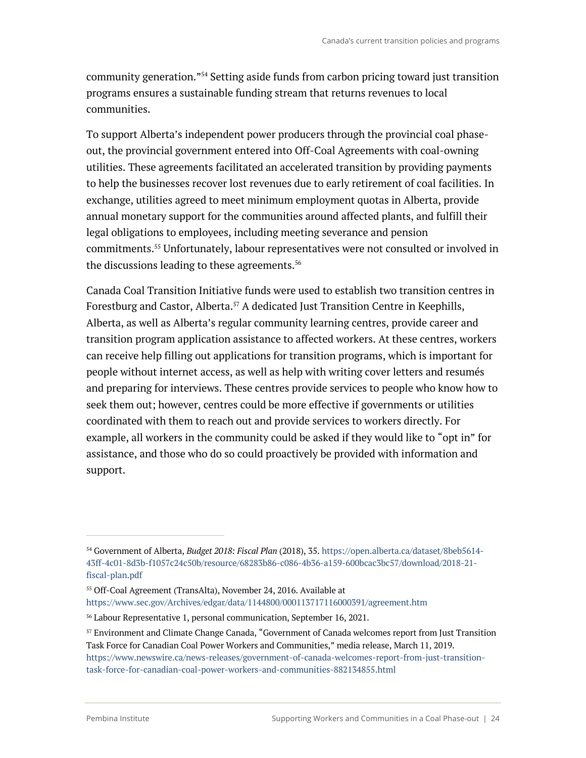community generation."[54] Setting aside funds from carbon pricing toward just transition programs ensures a sustainable funding stream that returns revenues to local communities.

To support Alberta's independent power producers through the provincial coal phase-out, the provincial government entered into Off-Coal Agreements with coal-owning utilities. These agreements facilitated an accelerated transition by providing payments to help the businesses recover lost revenues due to early retirement of coal facilities. In exchange, utilities agreed to meet minimum employment quotas in Alberta, provide annual monetary support for the communities around affected plants, and fulfill their legal obligations to employees, including meeting severance and pension commitments.[55] Unfortunately, labour representatives were not consulted or involved in the discussions leading to these agreements.[56]

Canada Coal Transition Initiative funds were used to establish two transition centres in Forestburg and Castor, Alberta.[57] A dedicated Just Transition Centre in Keephills, Alberta, as well as Alberta's regular community learning centres, provide career and transition program application assistance to affected workers. At these centres, workers can receive help filling out applications for transition programs, which is important for people without internet access, as well as help with writing cover letters and resumés and preparing for interviews. These centres provide services to people who know how to seek them out; however, centres could be more effective if governments or utilities coordinated with them to reach out and provide services to workers directly. For example, all workers in the community could be asked if they would like to "opt in" for assistance, and those who do so could proactively be provided with information and support.

---

[54] Government of Alberta, *Budget 2018: Fiscal Plan* (2018), 35. https://open.alberta.ca/dataset/8beb5614-43ff-4c01-8d3b-f1057c24c50b/resource/68283b86-c086-4b36-a159-600bcac3bc57/download/2018-21-fiscal-plan.pdf

[55] Off-Coal Agreement (TransAlta), November 24, 2016. Available at https://www.sec.gov/Archives/edgar/data/1144800/000113717116000391/agreement.htm

[56] Labour Representative 1, personal communication, September 16, 2021.

[57] Environment and Climate Change Canada, "Government of Canada welcomes report from Just Transition Task Force for Canadian Coal Power Workers and Communities," media release, March 11, 2019. https://www.newswire.ca/news-releases/government-of-canada-welcomes-report-from-just-transition-task-force-for-canadian-coal-power-workers-and-communities-882134855.html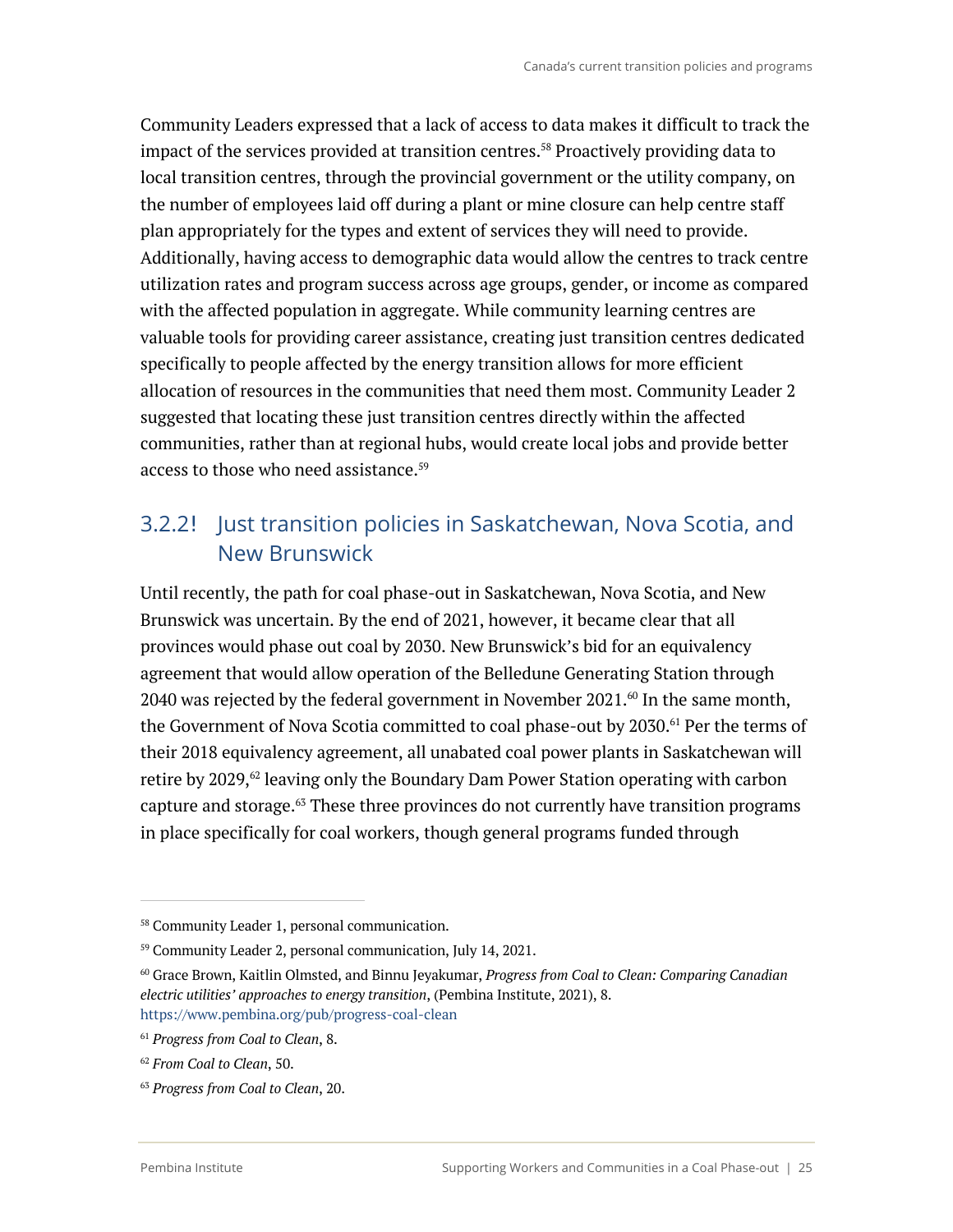Community Leaders expressed that a lack of access to data makes it difficult to track the impact of the services provided at transition centres.[58] Proactively providing data to local transition centres, through the provincial government or the utility company, on the number of employees laid off during a plant or mine closure can help centre staff plan appropriately for the types and extent of services they will need to provide. Additionally, having access to demographic data would allow the centres to track centre utilization rates and program success across age groups, gender, or income as compared with the affected population in aggregate. While community learning centres are valuable tools for providing career assistance, creating just transition centres dedicated specifically to people affected by the energy transition allows for more efficient allocation of resources in the communities that need them most. Community Leader 2 suggested that locating these just transition centres directly within the affected communities, rather than at regional hubs, would create local jobs and provide better access to those who need assistance.[59]

### 3.2.2! Just transition policies in Saskatchewan, Nova Scotia, and New Brunswick

Until recently, the path for coal phase-out in Saskatchewan, Nova Scotia, and New Brunswick was uncertain. By the end of 2021, however, it became clear that all provinces would phase out coal by 2030. New Brunswick's bid for an equivalency agreement that would allow operation of the Belledune Generating Station through 2040 was rejected by the federal government in November 2021.[60] In the same month, the Government of Nova Scotia committed to coal phase-out by 2030.[61] Per the terms of their 2018 equivalency agreement, all unabated coal power plants in Saskatchewan will retire by 2029,[62] leaving only the Boundary Dam Power Station operating with carbon capture and storage.[63] These three provinces do not currently have transition programs in place specifically for coal workers, though general programs funded through

---

[58] Community Leader 1, personal communication.

[59] Community Leader 2, personal communication, July 14, 2021.

[60] Grace Brown, Kaitlin Olmsted, and Binnu Jeyakumar, *Progress from Coal to Clean: Comparing Canadian electric utilities' approaches to energy transition*, (Pembina Institute, 2021), 8. https://www.pembina.org/pub/progress-coal-clean

[61] *Progress from Coal to Clean*, 8.

[62] *From Coal to Clean*, 50.

[63] *Progress from Coal to Clean*, 20.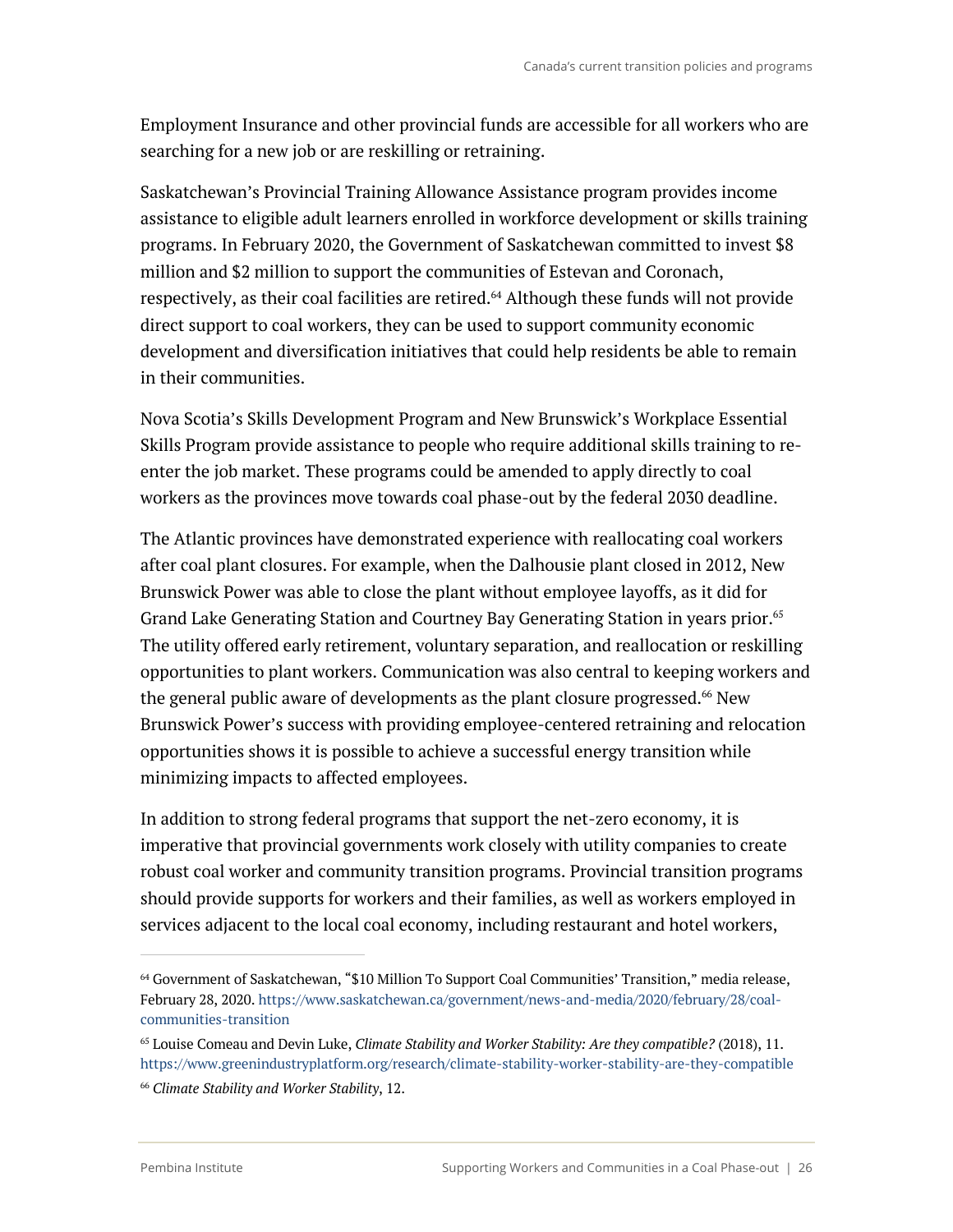Employment Insurance and other provincial funds are accessible for all workers who are searching for a new job or are reskilling or retraining.

Saskatchewan's Provincial Training Allowance Assistance program provides income assistance to eligible adult learners enrolled in workforce development or skills training programs. In February 2020, the Government of Saskatchewan committed to invest $8 million and $2 million to support the communities of Estevan and Coronach, respectively, as their coal facilities are retired.[64] Although these funds will not provide direct support to coal workers, they can be used to support community economic development and diversification initiatives that could help residents be able to remain in their communities.

Nova Scotia's Skills Development Program and New Brunswick's Workplace Essential Skills Program provide assistance to people who require additional skills training to re-enter the job market. These programs could be amended to apply directly to coal workers as the provinces move towards coal phase-out by the federal 2030 deadline.

The Atlantic provinces have demonstrated experience with reallocating coal workers after coal plant closures. For example, when the Dalhousie plant closed in 2012, New Brunswick Power was able to close the plant without employee layoffs, as it did for Grand Lake Generating Station and Courtney Bay Generating Station in years prior.[65] The utility offered early retirement, voluntary separation, and reallocation or reskilling opportunities to plant workers. Communication was also central to keeping workers and the general public aware of developments as the plant closure progressed.[66] New Brunswick Power's success with providing employee-centered retraining and relocation opportunities shows it is possible to achieve a successful energy transition while minimizing impacts to affected employees.

In addition to strong federal programs that support the net-zero economy, it is imperative that provincial governments work closely with utility companies to create robust coal worker and community transition programs. Provincial transition programs should provide supports for workers and their families, as well as workers employed in services adjacent to the local coal economy, including restaurant and hotel workers,

---

[64] Government of Saskatchewan, "$10 Million To Support Coal Communities' Transition," media release, February 28, 2020. https://www.saskatchewan.ca/government/news-and-media/2020/february/28/coal-communities-transition

[65] Louise Comeau and Devin Luke, *Climate Stability and Worker Stability: Are they compatible?* (2018), 11. https://www.greenindustryplatform.org/research/climate-stability-worker-stability-are-they-compatible

[66] *Climate Stability and Worker Stability*, 12.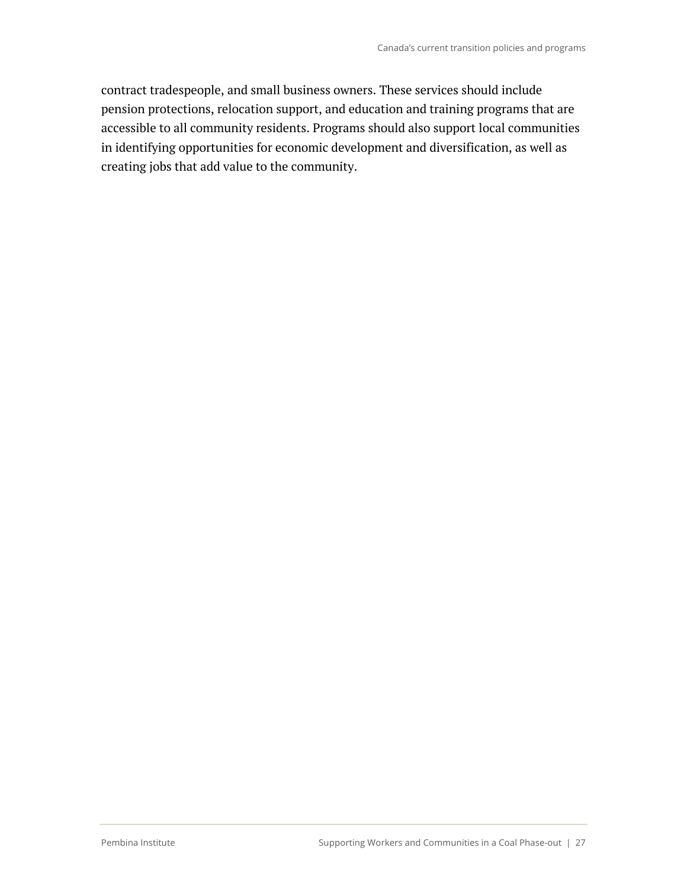contract tradespeople, and small business owners. These services should include pension protections, relocation support, and education and training programs that are accessible to all community residents. Programs should also support local communities in identifying opportunities for economic development and diversification, as well as creating jobs that add value to the community.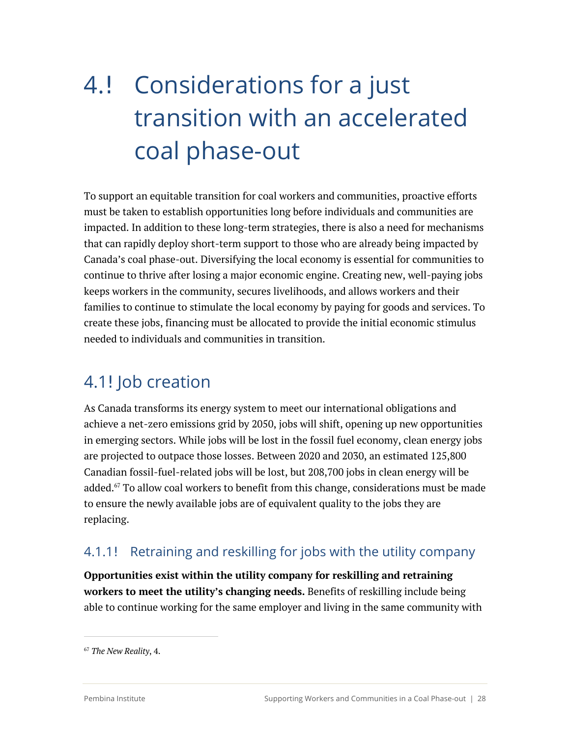# 4.! Considerations for a just transition with an accelerated coal phase-out

To support an equitable transition for coal workers and communities, proactive efforts must be taken to establish opportunities long before individuals and communities are impacted. In addition to these long-term strategies, there is also a need for mechanisms that can rapidly deploy short-term support to those who are already being impacted by Canada's coal phase-out. Diversifying the local economy is essential for communities to continue to thrive after losing a major economic engine. Creating new, well-paying jobs keeps workers in the community, secures livelihoods, and allows workers and their families to continue to stimulate the local economy by paying for goods and services. To create these jobs, financing must be allocated to provide the initial economic stimulus needed to individuals and communities in transition.

## 4.1! Job creation

As Canada transforms its energy system to meet our international obligations and achieve a net-zero emissions grid by 2050, jobs will shift, opening up new opportunities in emerging sectors. While jobs will be lost in the fossil fuel economy, clean energy jobs are projected to outpace those losses. Between 2020 and 2030, an estimated 125,800 Canadian fossil-fuel-related jobs will be lost, but 208,700 jobs in clean energy will be added.[67] To allow coal workers to benefit from this change, considerations must be made to ensure the newly available jobs are of equivalent quality to the jobs they are replacing.

### 4.1.1! Retraining and reskilling for jobs with the utility company

**Opportunities exist within the utility company for reskilling and retraining workers to meet the utility's changing needs.** Benefits of reskilling include being able to continue working for the same employer and living in the same community with

[67] *The New Reality*, 4.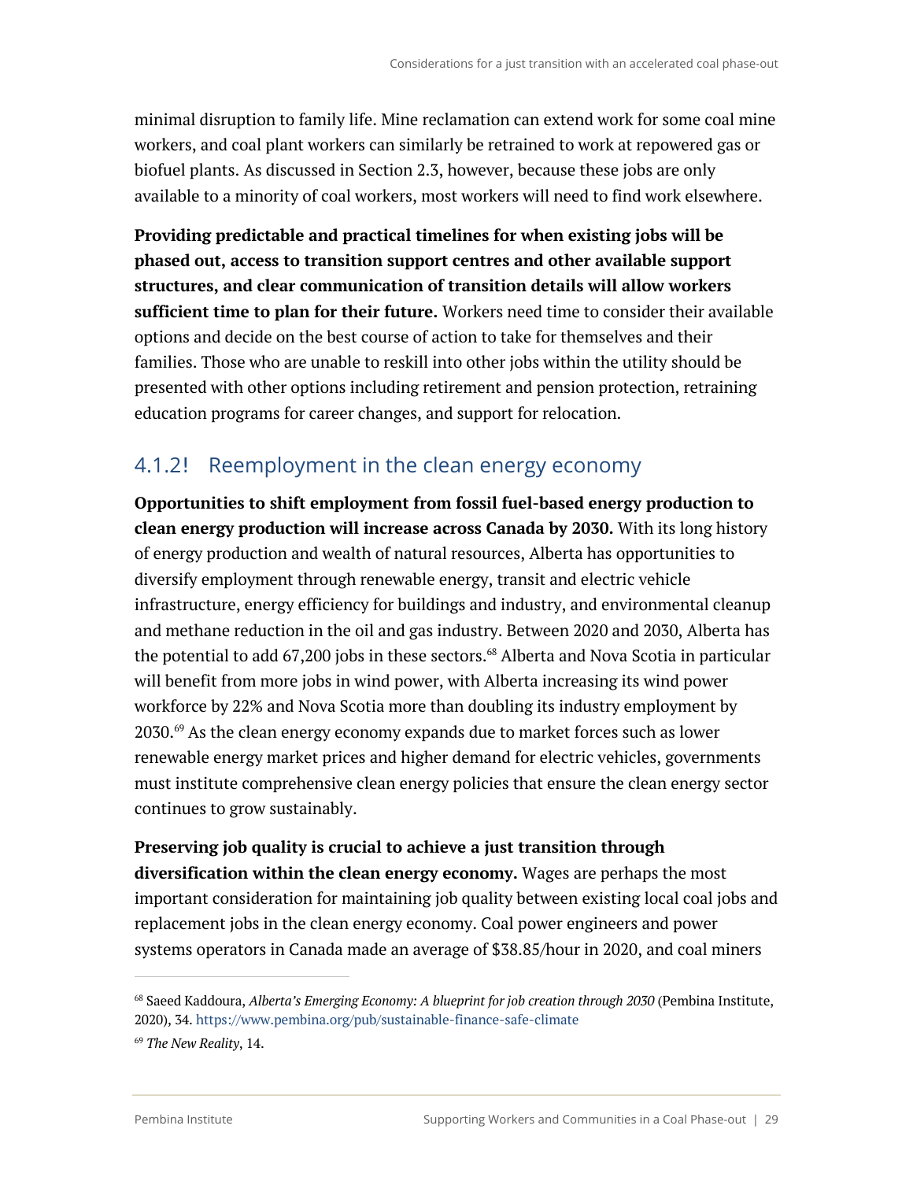minimal disruption to family life. Mine reclamation can extend work for some coal mine workers, and coal plant workers can similarly be retrained to work at repowered gas or biofuel plants. As discussed in Section 2.3, however, because these jobs are only available to a minority of coal workers, most workers will need to find work elsewhere.

**Providing predictable and practical timelines for when existing jobs will be phased out, access to transition support centres and other available support structures, and clear communication of transition details will allow workers sufficient time to plan for their future.** Workers need time to consider their available options and decide on the best course of action to take for themselves and their families. Those who are unable to reskill into other jobs within the utility should be presented with other options including retirement and pension protection, retraining education programs for career changes, and support for relocation.

### 4.1.2! Reemployment in the clean energy economy

**Opportunities to shift employment from fossil fuel-based energy production to clean energy production will increase across Canada by 2030.** With its long history of energy production and wealth of natural resources, Alberta has opportunities to diversify employment through renewable energy, transit and electric vehicle infrastructure, energy efficiency for buildings and industry, and environmental cleanup and methane reduction in the oil and gas industry. Between 2020 and 2030, Alberta has the potential to add 67,200 jobs in these sectors.[68] Alberta and Nova Scotia in particular will benefit from more jobs in wind power, with Alberta increasing its wind power workforce by 22% and Nova Scotia more than doubling its industry employment by 2030.[69] As the clean energy economy expands due to market forces such as lower renewable energy market prices and higher demand for electric vehicles, governments must institute comprehensive clean energy policies that ensure the clean energy sector continues to grow sustainably.

**Preserving job quality is crucial to achieve a just transition through diversification within the clean energy economy.** Wages are perhaps the most important consideration for maintaining job quality between existing local coal jobs and replacement jobs in the clean energy economy. Coal power engineers and power systems operators in Canada made an average of $38.85/hour in 2020, and coal miners

---

[68] Saeed Kaddoura, *Alberta's Emerging Economy: A blueprint for job creation through 2030* (Pembina Institute, 2020), 34. https://www.pembina.org/pub/sustainable-finance-safe-climate

[69] *The New Reality*, 14.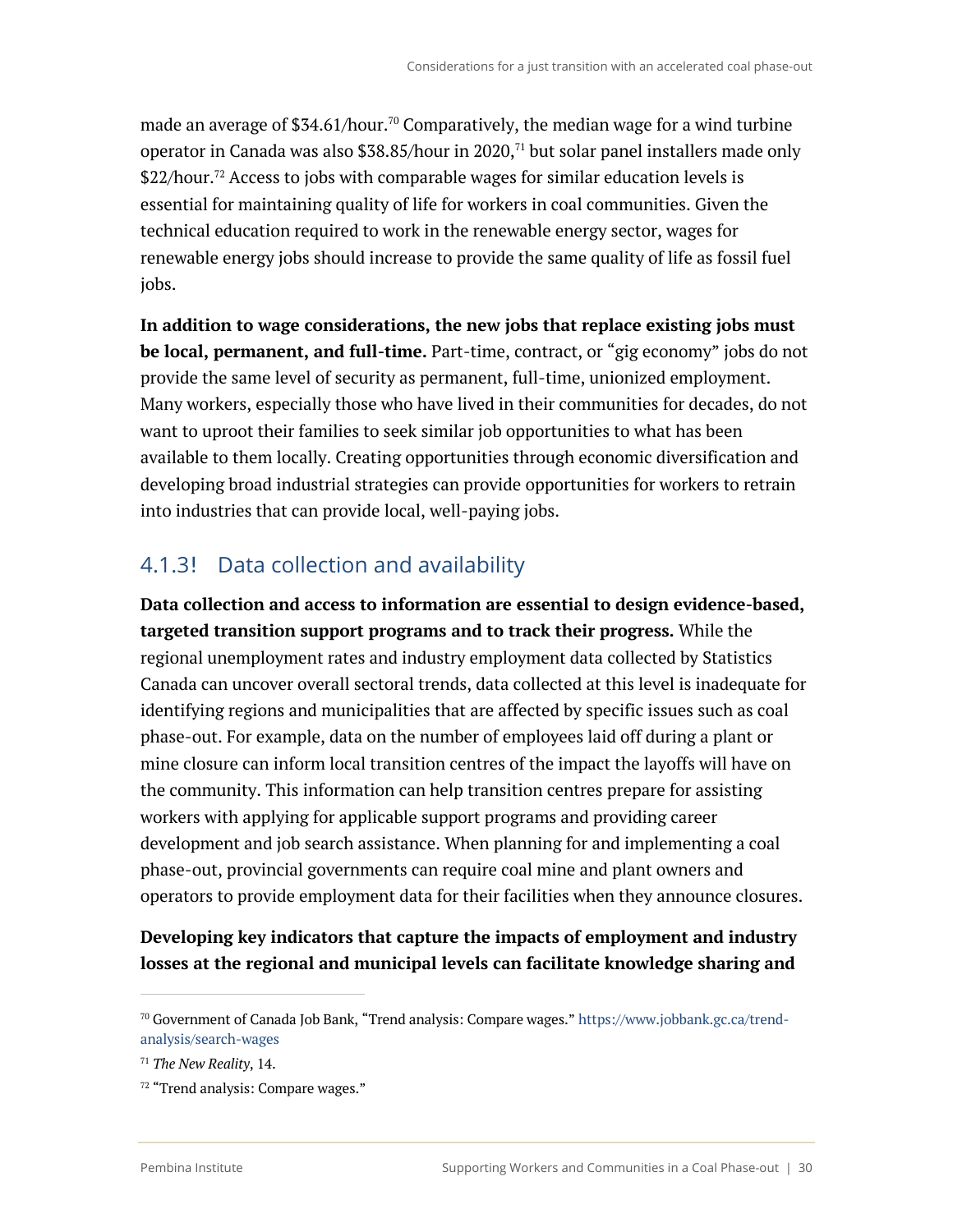made an average of $34.61/hour.[70] Comparatively, the median wage for a wind turbine operator in Canada was also $38.85/hour in 2020,[71] but solar panel installers made only $22/hour.[72] Access to jobs with comparable wages for similar education levels is essential for maintaining quality of life for workers in coal communities. Given the technical education required to work in the renewable energy sector, wages for renewable energy jobs should increase to provide the same quality of life as fossil fuel jobs.

**In addition to wage considerations, the new jobs that replace existing jobs must be local, permanent, and full-time.** Part-time, contract, or "gig economy" jobs do not provide the same level of security as permanent, full-time, unionized employment. Many workers, especially those who have lived in their communities for decades, do not want to uproot their families to seek similar job opportunities to what has been available to them locally. Creating opportunities through economic diversification and developing broad industrial strategies can provide opportunities for workers to retrain into industries that can provide local, well-paying jobs.

### 4.1.3! Data collection and availability

**Data collection and access to information are essential to design evidence-based, targeted transition support programs and to track their progress.** While the regional unemployment rates and industry employment data collected by Statistics Canada can uncover overall sectoral trends, data collected at this level is inadequate for identifying regions and municipalities that are affected by specific issues such as coal phase-out. For example, data on the number of employees laid off during a plant or mine closure can inform local transition centres of the impact the layoffs will have on the community. This information can help transition centres prepare for assisting workers with applying for applicable support programs and providing career development and job search assistance. When planning for and implementing a coal phase-out, provincial governments can require coal mine and plant owners and operators to provide employment data for their facilities when they announce closures.

**Developing key indicators that capture the impacts of employment and industry losses at the regional and municipal levels can facilitate knowledge sharing and**

---

[70] Government of Canada Job Bank, "Trend analysis: Compare wages." https://www.jobbank.gc.ca/trend-analysis/search-wages

[71] *The New Reality*, 14.

[72] "Trend analysis: Compare wages."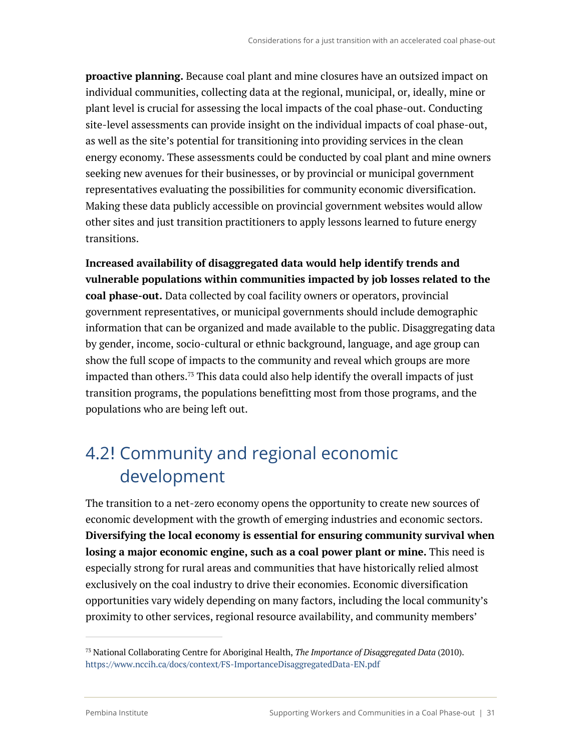**proactive planning.** Because coal plant and mine closures have an outsized impact on individual communities, collecting data at the regional, municipal, or, ideally, mine or plant level is crucial for assessing the local impacts of the coal phase-out. Conducting site-level assessments can provide insight on the individual impacts of coal phase-out, as well as the site's potential for transitioning into providing services in the clean energy economy. These assessments could be conducted by coal plant and mine owners seeking new avenues for their businesses, or by provincial or municipal government representatives evaluating the possibilities for community economic diversification. Making these data publicly accessible on provincial government websites would allow other sites and just transition practitioners to apply lessons learned to future energy transitions.

**Increased availability of disaggregated data would help identify trends and vulnerable populations within communities impacted by job losses related to the coal phase-out.** Data collected by coal facility owners or operators, provincial government representatives, or municipal governments should include demographic information that can be organized and made available to the public. Disaggregating data by gender, income, socio-cultural or ethnic background, language, and age group can show the full scope of impacts to the community and reveal which groups are more impacted than others.[73] This data could also help identify the overall impacts of just transition programs, the populations benefitting most from those programs, and the populations who are being left out.

## 4.2 Community and regional economic development

The transition to a net-zero economy opens the opportunity to create new sources of economic development with the growth of emerging industries and economic sectors. **Diversifying the local economy is essential for ensuring community survival when losing a major economic engine, such as a coal power plant or mine.** This need is especially strong for rural areas and communities that have historically relied almost exclusively on the coal industry to drive their economies. Economic diversification opportunities vary widely depending on many factors, including the local community's proximity to other services, regional resource availability, and community members'

---

[73] National Collaborating Centre for Aboriginal Health, *The Importance of Disaggregated Data* (2010). https://www.nccih.ca/docs/context/FS-ImportanceDisaggregatedData-EN.pdf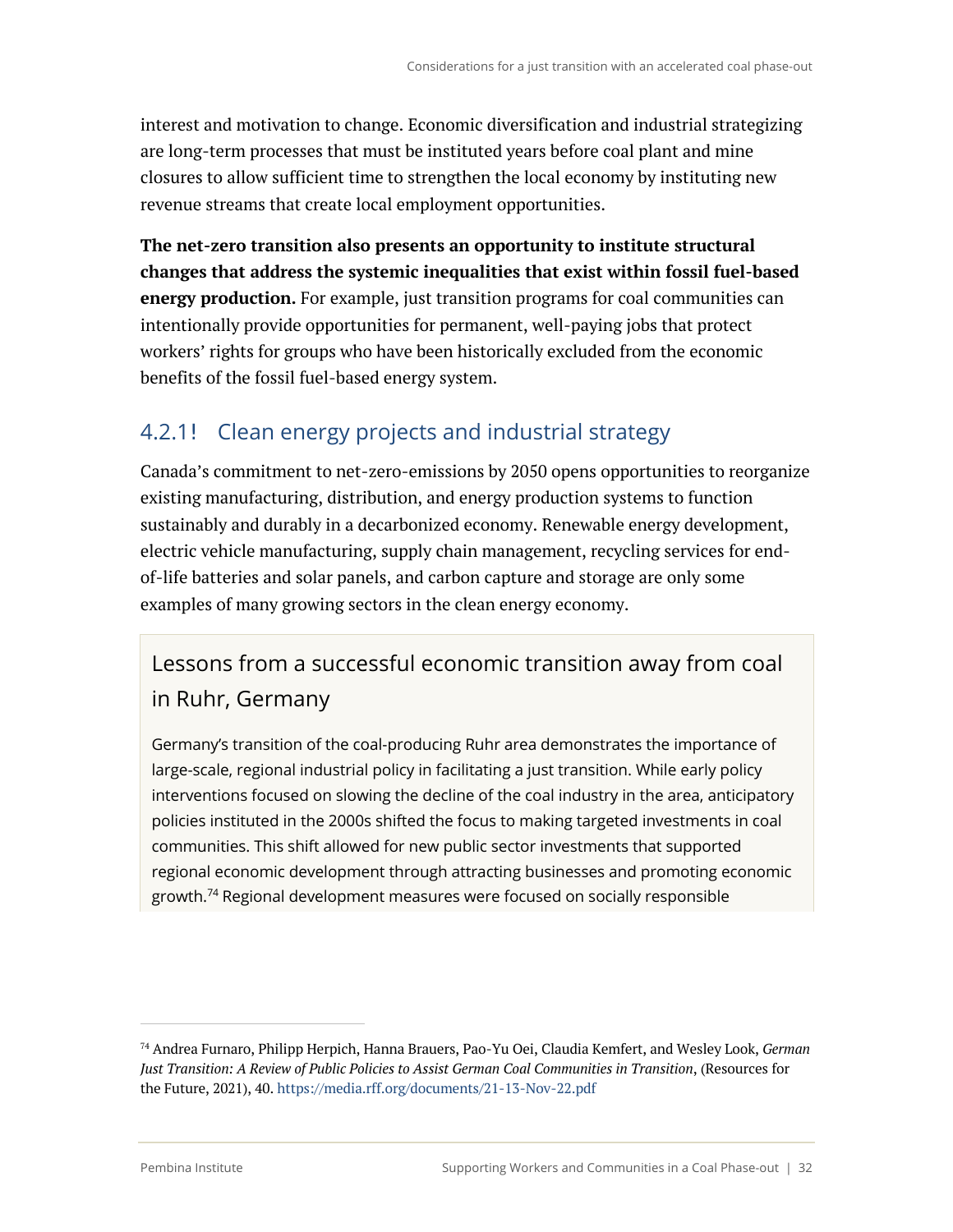interest and motivation to change. Economic diversification and industrial strategizing are long-term processes that must be instituted years before coal plant and mine closures to allow sufficient time to strengthen the local economy by instituting new revenue streams that create local employment opportunities.

**The net-zero transition also presents an opportunity to institute structural changes that address the systemic inequalities that exist within fossil fuel-based energy production.** For example, just transition programs for coal communities can intentionally provide opportunities for permanent, well-paying jobs that protect workers' rights for groups who have been historically excluded from the economic benefits of the fossil fuel-based energy system.

### 4.2.1! Clean energy projects and industrial strategy

Canada's commitment to net-zero-emissions by 2050 opens opportunities to reorganize existing manufacturing, distribution, and energy production systems to function sustainably and durably in a decarbonized economy. Renewable energy development, electric vehicle manufacturing, supply chain management, recycling services for end-of-life batteries and solar panels, and carbon capture and storage are only some examples of many growing sectors in the clean energy economy.

#### Lessons from a successful economic transition away from coal in Ruhr, Germany

Germany's transition of the coal-producing Ruhr area demonstrates the importance of large-scale, regional industrial policy in facilitating a just transition. While early policy interventions focused on slowing the decline of the coal industry in the area, anticipatory policies instituted in the 2000s shifted the focus to making targeted investments in coal communities. This shift allowed for new public sector investments that supported regional economic development through attracting businesses and promoting economic growth.[74] Regional development measures were focused on socially responsible

[74] Andrea Furnaro, Philipp Herpich, Hanna Brauers, Pao-Yu Oei, Claudia Kemfert, and Wesley Look, *German Just Transition: A Review of Public Policies to Assist German Coal Communities in Transition*, (Resources for the Future, 2021), 40. https://media.rff.org/documents/21-13-Nov-22.pdf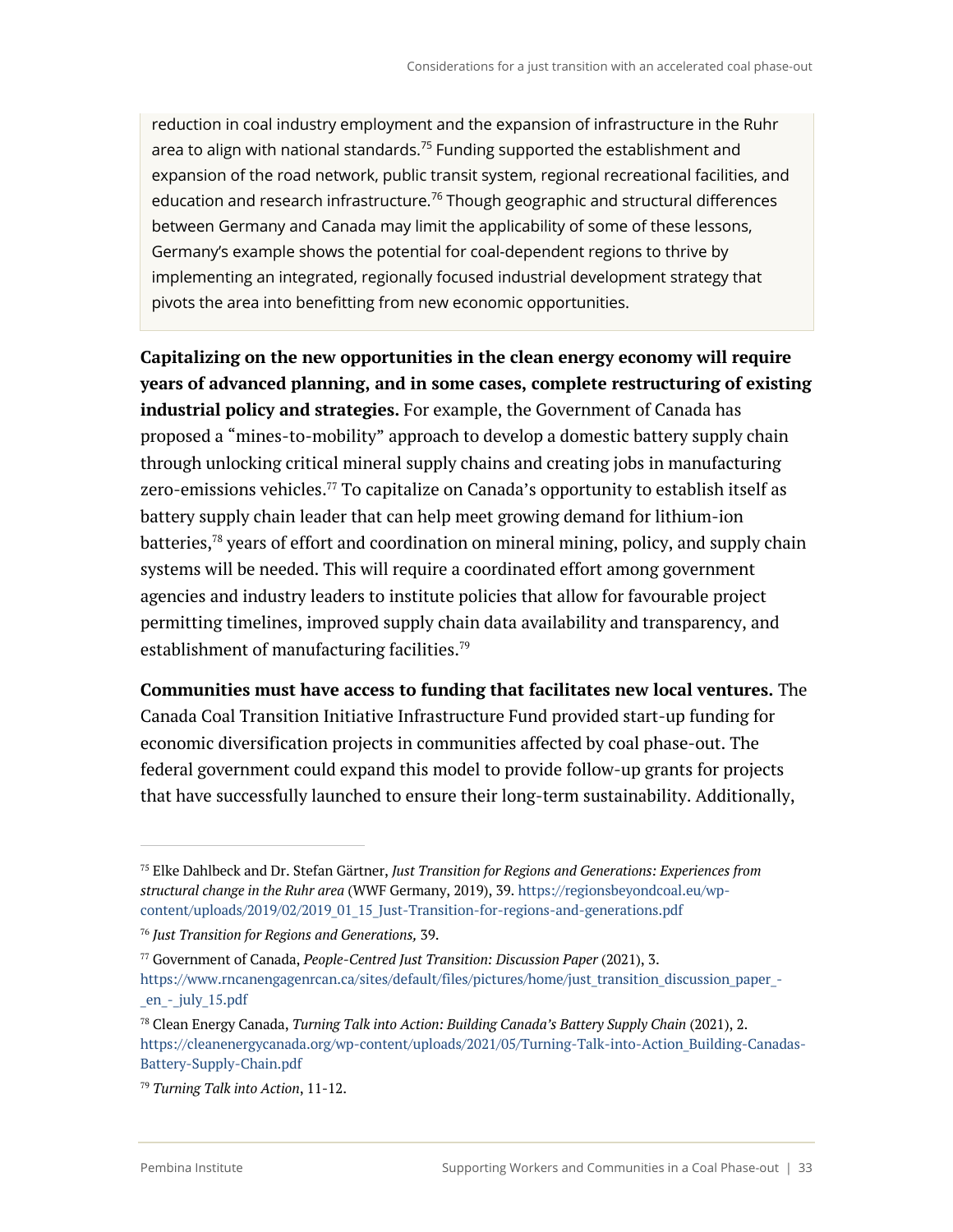reduction in coal industry employment and the expansion of infrastructure in the Ruhr area to align with national standards.[75] Funding supported the establishment and expansion of the road network, public transit system, regional recreational facilities, and education and research infrastructure.[76] Though geographic and structural differences between Germany and Canada may limit the applicability of some of these lessons, Germany's example shows the potential for coal-dependent regions to thrive by implementing an integrated, regionally focused industrial development strategy that pivots the area into benefitting from new economic opportunities.

**Capitalizing on the new opportunities in the clean energy economy will require years of advanced planning, and in some cases, complete restructuring of existing industrial policy and strategies.** For example, the Government of Canada has proposed a "mines-to-mobility" approach to develop a domestic battery supply chain through unlocking critical mineral supply chains and creating jobs in manufacturing zero-emissions vehicles.[77] To capitalize on Canada's opportunity to establish itself as battery supply chain leader that can help meet growing demand for lithium-ion batteries,[78] years of effort and coordination on mineral mining, policy, and supply chain systems will be needed. This will require a coordinated effort among government agencies and industry leaders to institute policies that allow for favourable project permitting timelines, improved supply chain data availability and transparency, and establishment of manufacturing facilities.[79]

**Communities must have access to funding that facilitates new local ventures.** The Canada Coal Transition Initiative Infrastructure Fund provided start-up funding for economic diversification projects in communities affected by coal phase-out. The federal government could expand this model to provide follow-up grants for projects that have successfully launched to ensure their long-term sustainability. Additionally,

---

[75] Elke Dahlbeck and Dr. Stefan Gärtner, *Just Transition for Regions and Generations: Experiences from structural change in the Ruhr area* (WWF Germany, 2019), 39. https://regionsbeyondcoal.eu/wp-content/uploads/2019/02/2019_01_15_Just-Transition-for-regions-and-generations.pdf

[76] *Just Transition for Regions and Generations,* 39.

[77] Government of Canada, *People-Centred Just Transition: Discussion Paper* (2021), 3. https://www.rncanengagenrcan.ca/sites/default/files/pictures/home/just_transition_discussion_paper_-_en_-_july_15.pdf

[78] Clean Energy Canada, *Turning Talk into Action: Building Canada's Battery Supply Chain* (2021), 2. https://cleanenergycanada.org/wp-content/uploads/2021/05/Turning-Talk-into-Action_Building-Canadas-Battery-Supply-Chain.pdf

[79] *Turning Talk into Action*, 11-12.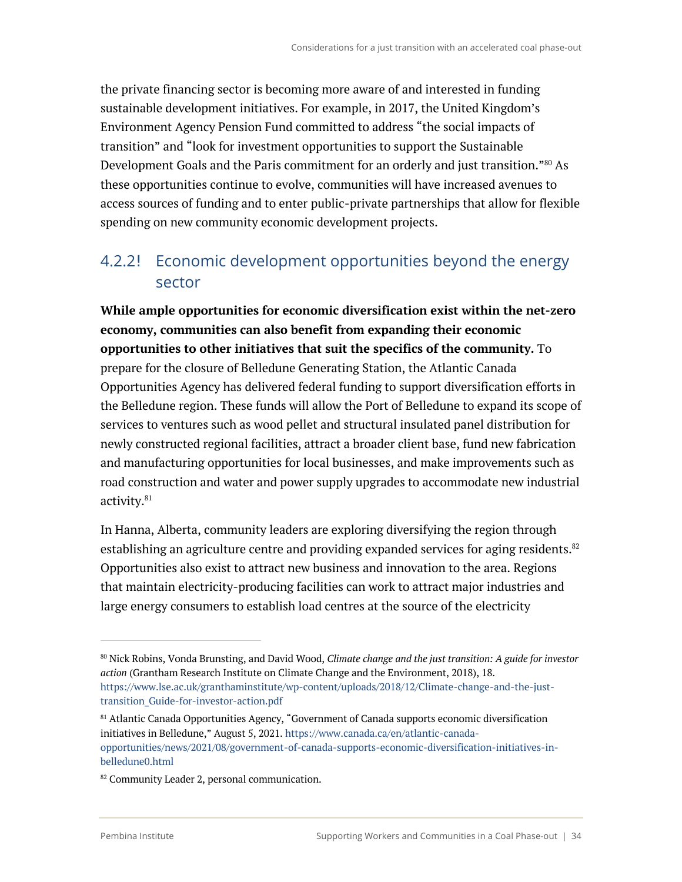the private financing sector is becoming more aware of and interested in funding sustainable development initiatives. For example, in 2017, the United Kingdom's Environment Agency Pension Fund committed to address "the social impacts of transition" and "look for investment opportunities to support the Sustainable Development Goals and the Paris commitment for an orderly and just transition."[80] As these opportunities continue to evolve, communities will have increased avenues to access sources of funding and to enter public-private partnerships that allow for flexible spending on new community economic development projects.

### 4.2.2! Economic development opportunities beyond the energy sector

**While ample opportunities for economic diversification exist within the net-zero economy, communities can also benefit from expanding their economic opportunities to other initiatives that suit the specifics of the community.** To prepare for the closure of Belledune Generating Station, the Atlantic Canada Opportunities Agency has delivered federal funding to support diversification efforts in the Belledune region. These funds will allow the Port of Belledune to expand its scope of services to ventures such as wood pellet and structural insulated panel distribution for newly constructed regional facilities, attract a broader client base, fund new fabrication and manufacturing opportunities for local businesses, and make improvements such as road construction and water and power supply upgrades to accommodate new industrial activity.[81]

In Hanna, Alberta, community leaders are exploring diversifying the region through establishing an agriculture centre and providing expanded services for aging residents.[82] Opportunities also exist to attract new business and innovation to the area. Regions that maintain electricity-producing facilities can work to attract major industries and large energy consumers to establish load centres at the source of the electricity

---

[80] Nick Robins, Vonda Brunsting, and David Wood, *Climate change and the just transition: A guide for investor action* (Grantham Research Institute on Climate Change and the Environment, 2018), 18. https://www.lse.ac.uk/granthaminstitute/wp-content/uploads/2018/12/Climate-change-and-the-just-transition_Guide-for-investor-action.pdf

[81] Atlantic Canada Opportunities Agency, "Government of Canada supports economic diversification initiatives in Belledune," August 5, 2021. https://www.canada.ca/en/atlantic-canada-opportunities/news/2021/08/government-of-canada-supports-economic-diversification-initiatives-in-belledune0.html

[82] Community Leader 2, personal communication.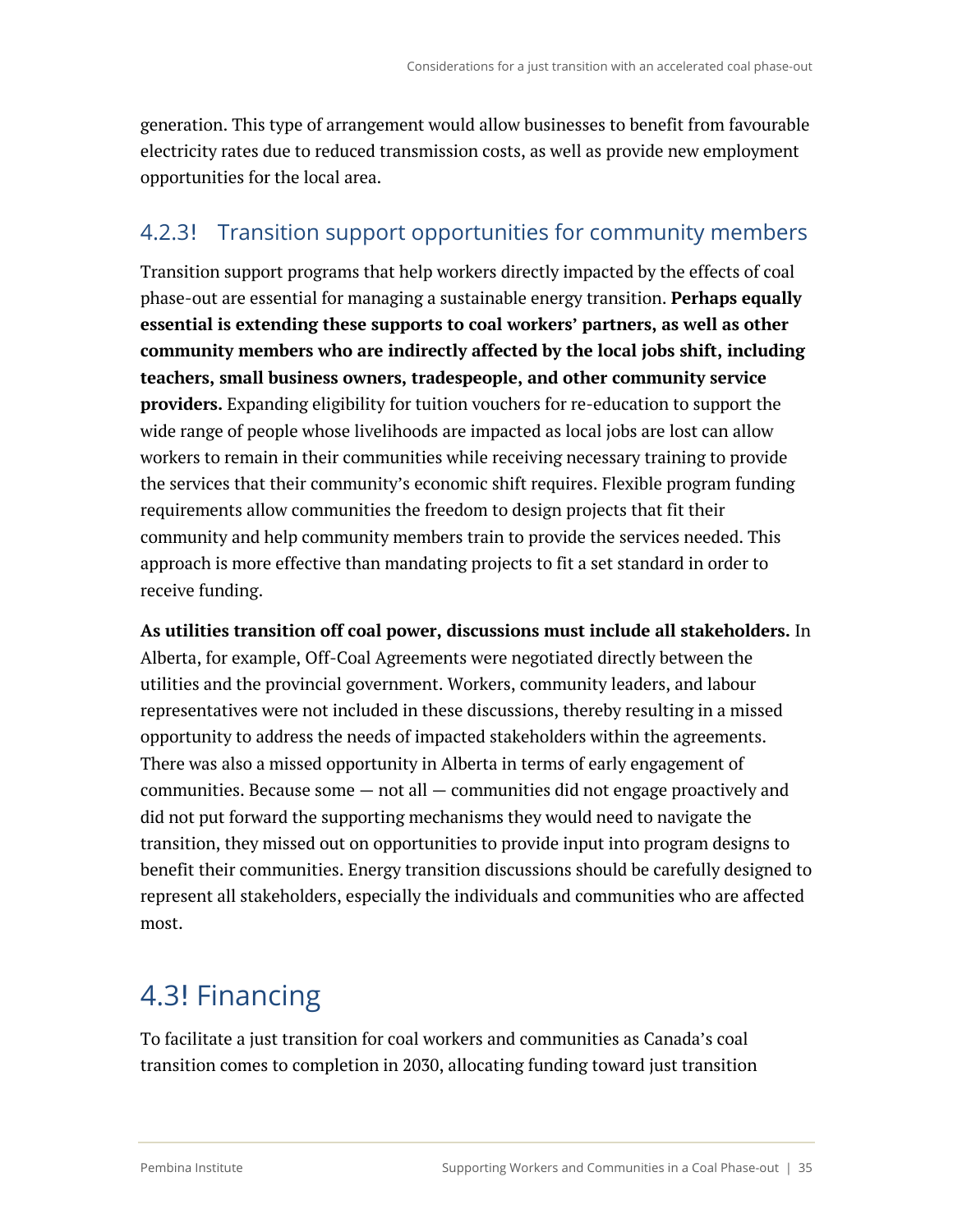generation. This type of arrangement would allow businesses to benefit from favourable electricity rates due to reduced transmission costs, as well as provide new employment opportunities for the local area.

### 4.2.3! Transition support opportunities for community members

Transition support programs that help workers directly impacted by the effects of coal phase-out are essential for managing a sustainable energy transition. **Perhaps equally essential is extending these supports to coal workers' partners, as well as other community members who are indirectly affected by the local jobs shift, including teachers, small business owners, tradespeople, and other community service providers.** Expanding eligibility for tuition vouchers for re-education to support the wide range of people whose livelihoods are impacted as local jobs are lost can allow workers to remain in their communities while receiving necessary training to provide the services that their community's economic shift requires. Flexible program funding requirements allow communities the freedom to design projects that fit their community and help community members train to provide the services needed. This approach is more effective than mandating projects to fit a set standard in order to receive funding.

**As utilities transition off coal power, discussions must include all stakeholders.** In Alberta, for example, Off-Coal Agreements were negotiated directly between the utilities and the provincial government. Workers, community leaders, and labour representatives were not included in these discussions, thereby resulting in a missed opportunity to address the needs of impacted stakeholders within the agreements. There was also a missed opportunity in Alberta in terms of early engagement of communities. Because some — not all — communities did not engage proactively and did not put forward the supporting mechanisms they would need to navigate the transition, they missed out on opportunities to provide input into program designs to benefit their communities. Energy transition discussions should be carefully designed to represent all stakeholders, especially the individuals and communities who are affected most.

## 4.3! Financing

To facilitate a just transition for coal workers and communities as Canada's coal transition comes to completion in 2030, allocating funding toward just transition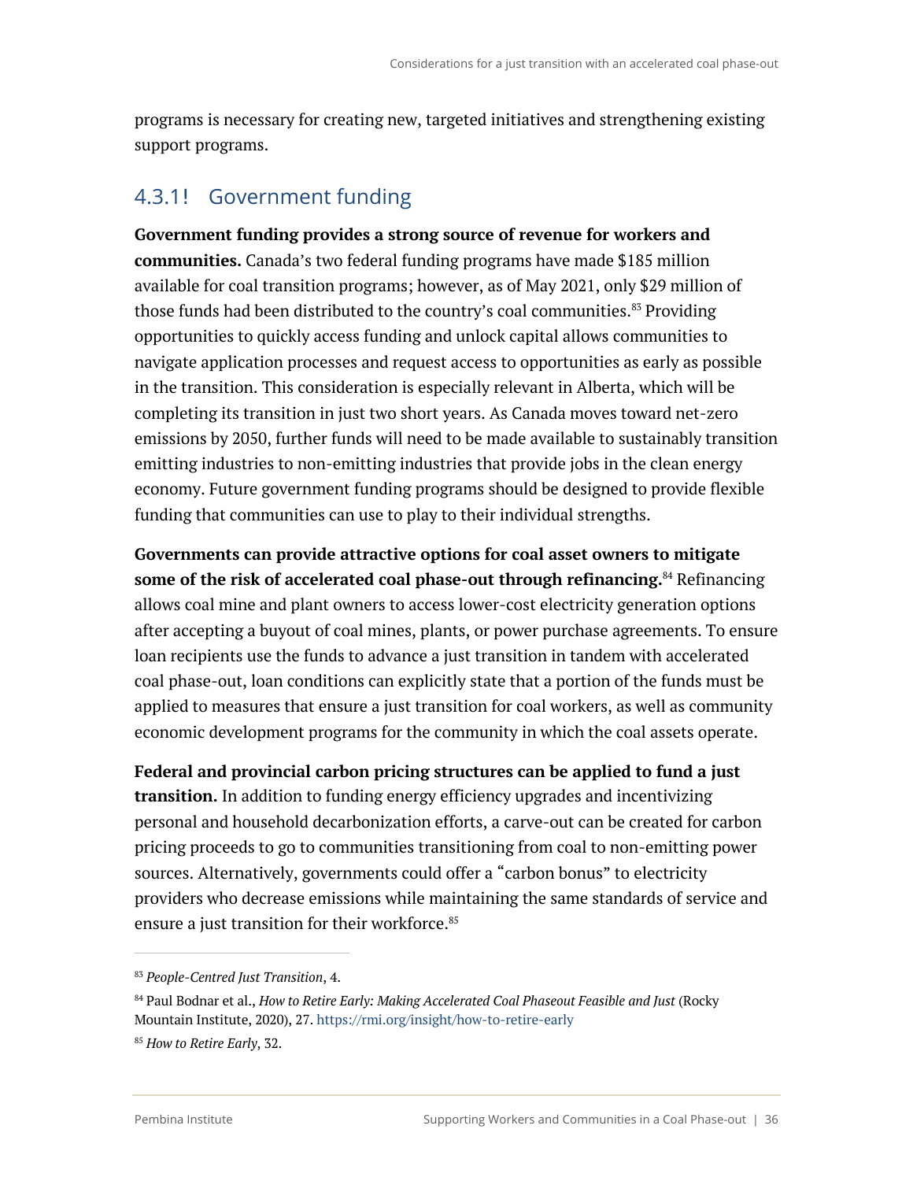programs is necessary for creating new, targeted initiatives and strengthening existing support programs.

### 4.3.1! Government funding

**Government funding provides a strong source of revenue for workers and communities.** Canada's two federal funding programs have made $185 million available for coal transition programs; however, as of May 2021, only $29 million of those funds had been distributed to the country's coal communities.[83] Providing opportunities to quickly access funding and unlock capital allows communities to navigate application processes and request access to opportunities as early as possible in the transition. This consideration is especially relevant in Alberta, which will be completing its transition in just two short years. As Canada moves toward net-zero emissions by 2050, further funds will need to be made available to sustainably transition emitting industries to non-emitting industries that provide jobs in the clean energy economy. Future government funding programs should be designed to provide flexible funding that communities can use to play to their individual strengths.

**Governments can provide attractive options for coal asset owners to mitigate some of the risk of accelerated coal phase-out through refinancing.**[84] Refinancing allows coal mine and plant owners to access lower-cost electricity generation options after accepting a buyout of coal mines, plants, or power purchase agreements. To ensure loan recipients use the funds to advance a just transition in tandem with accelerated coal phase-out, loan conditions can explicitly state that a portion of the funds must be applied to measures that ensure a just transition for coal workers, as well as community economic development programs for the community in which the coal assets operate.

**Federal and provincial carbon pricing structures can be applied to fund a just transition.** In addition to funding energy efficiency upgrades and incentivizing personal and household decarbonization efforts, a carve-out can be created for carbon pricing proceeds to go to communities transitioning from coal to non-emitting power sources. Alternatively, governments could offer a "carbon bonus" to electricity providers who decrease emissions while maintaining the same standards of service and ensure a just transition for their workforce.[85]

---

[83] *People-Centred Just Transition*, 4.

[84] Paul Bodnar et al., *How to Retire Early: Making Accelerated Coal Phaseout Feasible and Just* (Rocky Mountain Institute, 2020), 27. https://rmi.org/insight/how-to-retire-early

[85] *How to Retire Early*, 32.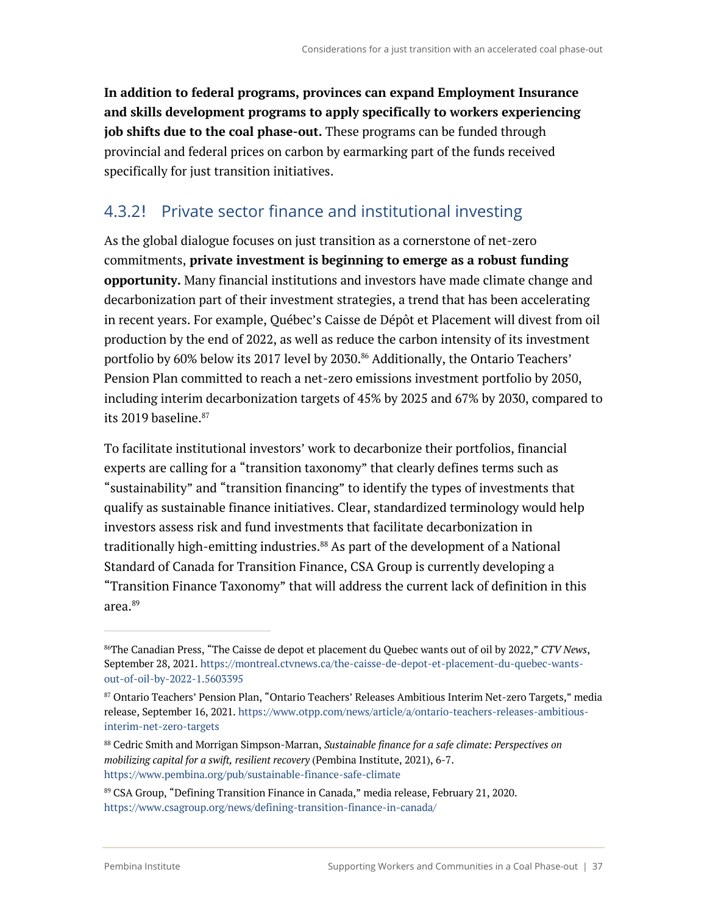**In addition to federal programs, provinces can expand Employment Insurance and skills development programs to apply specifically to workers experiencing job shifts due to the coal phase-out.** These programs can be funded through provincial and federal prices on carbon by earmarking part of the funds received specifically for just transition initiatives.

### 4.3.2! Private sector finance and institutional investing

As the global dialogue focuses on just transition as a cornerstone of net-zero commitments, **private investment is beginning to emerge as a robust funding opportunity.** Many financial institutions and investors have made climate change and decarbonization part of their investment strategies, a trend that has been accelerating in recent years. For example, Québec's Caisse de Dépôt et Placement will divest from oil production by the end of 2022, as well as reduce the carbon intensity of its investment portfolio by 60% below its 2017 level by 2030.[86] Additionally, the Ontario Teachers' Pension Plan committed to reach a net-zero emissions investment portfolio by 2050, including interim decarbonization targets of 45% by 2025 and 67% by 2030, compared to its 2019 baseline.[87]

To facilitate institutional investors' work to decarbonize their portfolios, financial experts are calling for a "transition taxonomy" that clearly defines terms such as "sustainability" and "transition financing" to identify the types of investments that qualify as sustainable finance initiatives. Clear, standardized terminology would help investors assess risk and fund investments that facilitate decarbonization in traditionally high-emitting industries.[88] As part of the development of a National Standard of Canada for Transition Finance, CSA Group is currently developing a "Transition Finance Taxonomy" that will address the current lack of definition in this area.[89]

---

[86] The Canadian Press, "The Caisse de depot et placement du Quebec wants out of oil by 2022," *CTV News*, September 28, 2021. https://montreal.ctvnews.ca/the-caisse-de-depot-et-placement-du-quebec-wants-out-of-oil-by-2022-1.5603395

[87] Ontario Teachers' Pension Plan, "Ontario Teachers' Releases Ambitious Interim Net-zero Targets," media release, September 16, 2021. https://www.otpp.com/news/article/a/ontario-teachers-releases-ambitious-interim-net-zero-targets

[88] Cedric Smith and Morrigan Simpson-Marran, *Sustainable finance for a safe climate: Perspectives on mobilizing capital for a swift, resilient recovery* (Pembina Institute, 2021), 6-7. https://www.pembina.org/pub/sustainable-finance-safe-climate

[89] CSA Group, "Defining Transition Finance in Canada," media release, February 21, 2020. https://www.csagroup.org/news/defining-transition-finance-in-canada/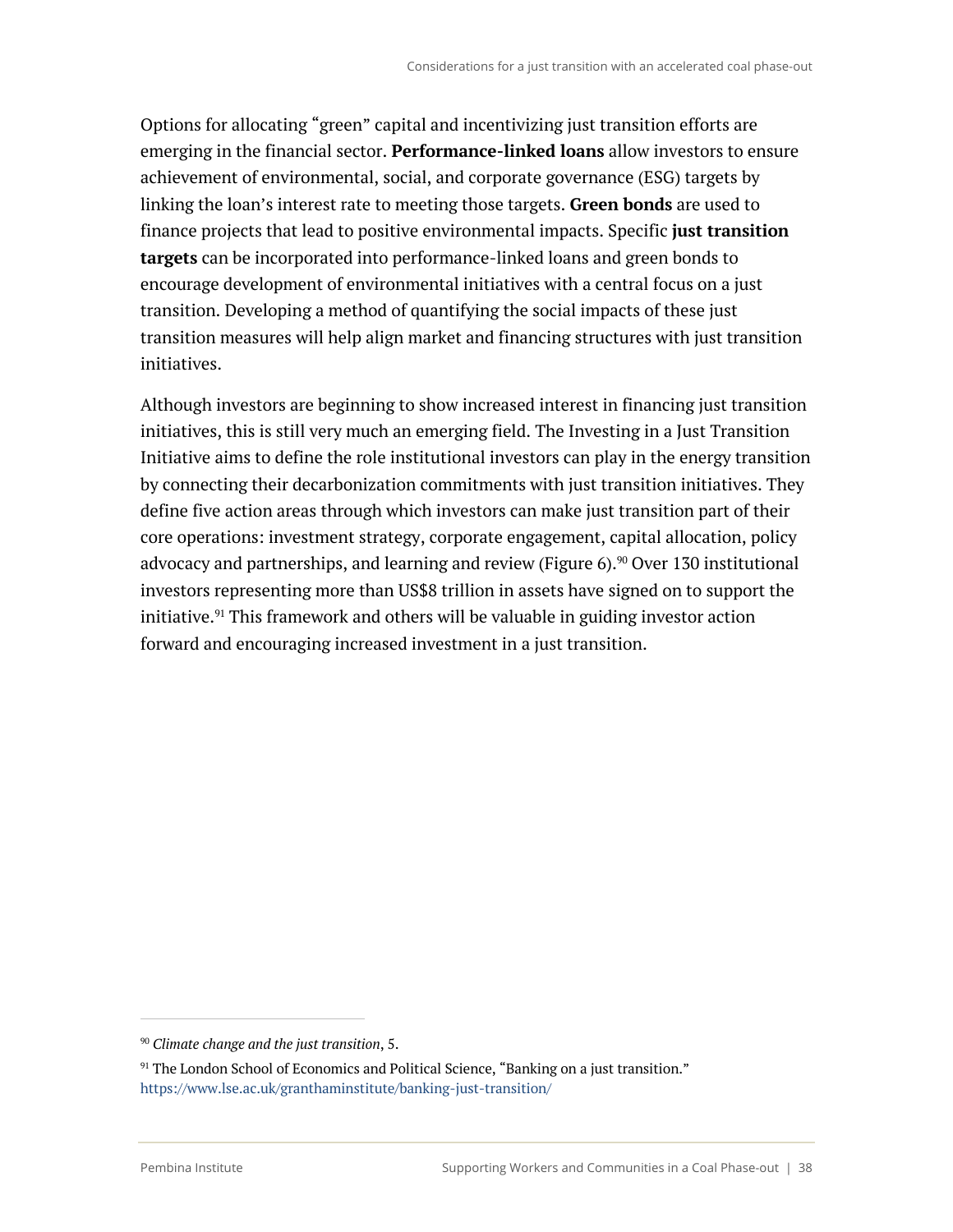Options for allocating "green" capital and incentivizing just transition efforts are emerging in the financial sector. **Performance-linked loans** allow investors to ensure achievement of environmental, social, and corporate governance (ESG) targets by linking the loan's interest rate to meeting those targets. **Green bonds** are used to finance projects that lead to positive environmental impacts. Specific **just transition targets** can be incorporated into performance-linked loans and green bonds to encourage development of environmental initiatives with a central focus on a just transition. Developing a method of quantifying the social impacts of these just transition measures will help align market and financing structures with just transition initiatives.

Although investors are beginning to show increased interest in financing just transition initiatives, this is still very much an emerging field. The Investing in a Just Transition Initiative aims to define the role institutional investors can play in the energy transition by connecting their decarbonization commitments with just transition initiatives. They define five action areas through which investors can make just transition part of their core operations: investment strategy, corporate engagement, capital allocation, policy advocacy and partnerships, and learning and review (Figure 6).[90] Over 130 institutional investors representing more than US$8 trillion in assets have signed on to support the initiative.[91] This framework and others will be valuable in guiding investor action forward and encouraging increased investment in a just transition.

---

[90] *Climate change and the just transition*, 5.

[91] The London School of Economics and Political Science, "Banking on a just transition." https://www.lse.ac.uk/granthaminstitute/banking-just-transition/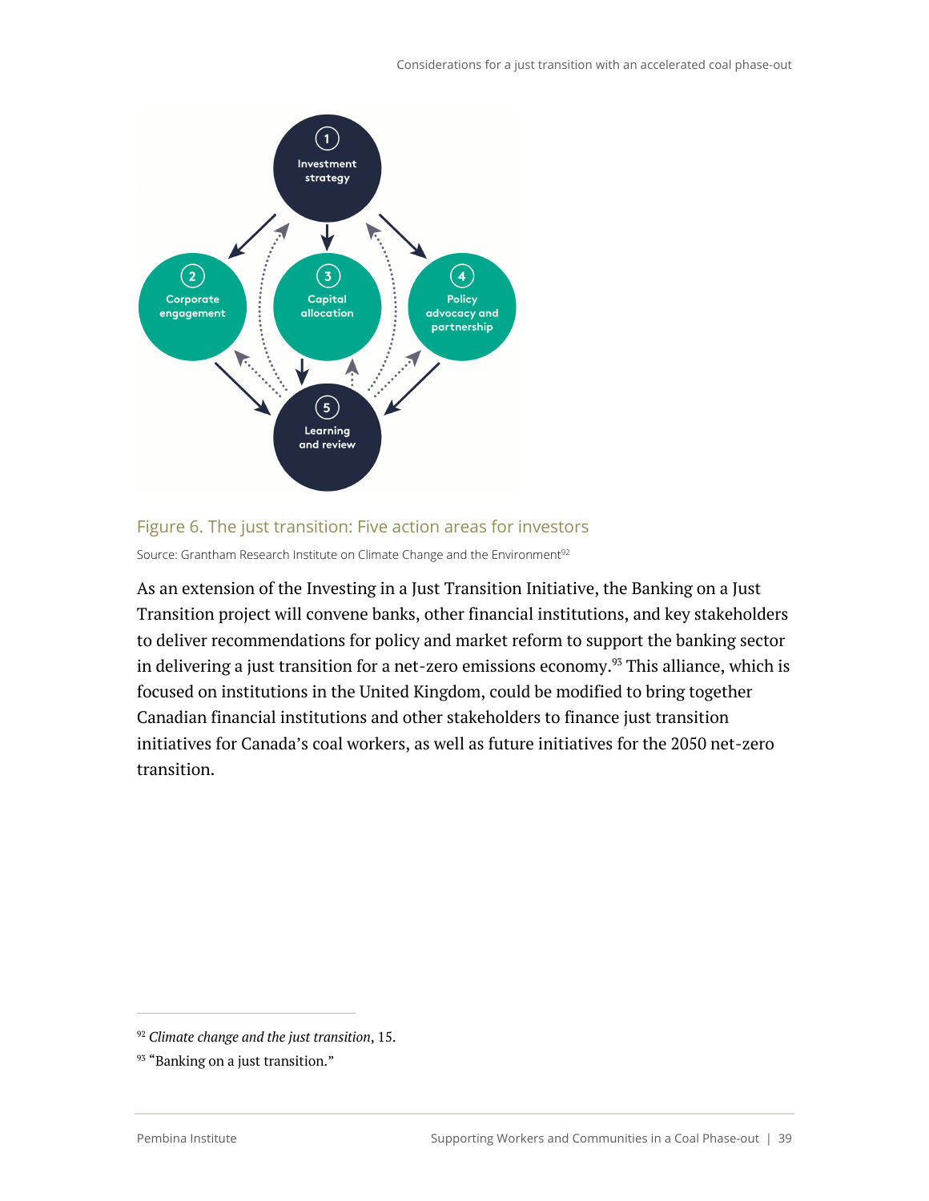1 Investment strategy

2 Corporate engagement

3 Capital allocation

4 Policy advocacy and partnership

5 Learning and review

Figure 6. The just transition: Five action areas for investors

Source: Grantham Research Institute on Climate Change and the Environment[92]

As an extension of the Investing in a Just Transition Initiative, the Banking on a Just Transition project will convene banks, other financial institutions, and key stakeholders to deliver recommendations for policy and market reform to support the banking sector in delivering a just transition for a net-zero emissions economy.[93] This alliance, which is focused on institutions in the United Kingdom, could be modified to bring together Canadian financial institutions and other stakeholders to finance just transition initiatives for Canada's coal workers, as well as future initiatives for the 2050 net-zero transition.

---

[92] *Climate change and the just transition*, 15.

[93] "Banking on a just transition."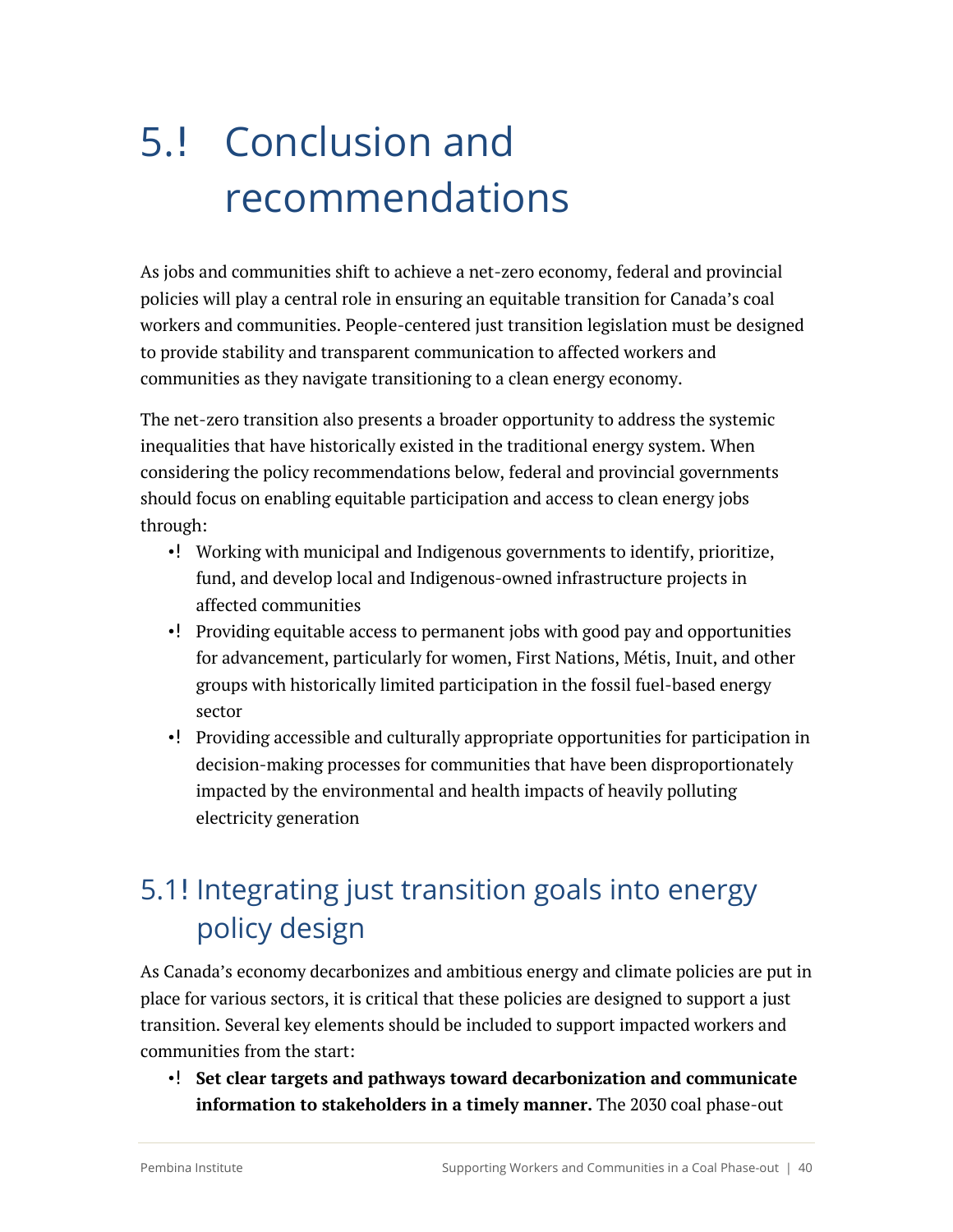# 5. Conclusion and recommendations

As jobs and communities shift to achieve a net-zero economy, federal and provincial policies will play a central role in ensuring an equitable transition for Canada's coal workers and communities. People-centered just transition legislation must be designed to provide stability and transparent communication to affected workers and communities as they navigate transitioning to a clean energy economy.

The net-zero transition also presents a broader opportunity to address the systemic inequalities that have historically existed in the traditional energy system. When considering the policy recommendations below, federal and provincial governments should focus on enabling equitable participation and access to clean energy jobs through:

- Working with municipal and Indigenous governments to identify, prioritize, fund, and develop local and Indigenous-owned infrastructure projects in affected communities
- Providing equitable access to permanent jobs with good pay and opportunities for advancement, particularly for women, First Nations, Métis, Inuit, and other groups with historically limited participation in the fossil fuel-based energy sector
- Providing accessible and culturally appropriate opportunities for participation in decision-making processes for communities that have been disproportionately impacted by the environmental and health impacts of heavily polluting electricity generation

## 5.1 Integrating just transition goals into energy policy design

As Canada's economy decarbonizes and ambitious energy and climate policies are put in place for various sectors, it is critical that these policies are designed to support a just transition. Several key elements should be included to support impacted workers and communities from the start:

- **Set clear targets and pathways toward decarbonization and communicate information to stakeholders in a timely manner.** The 2030 coal phase-out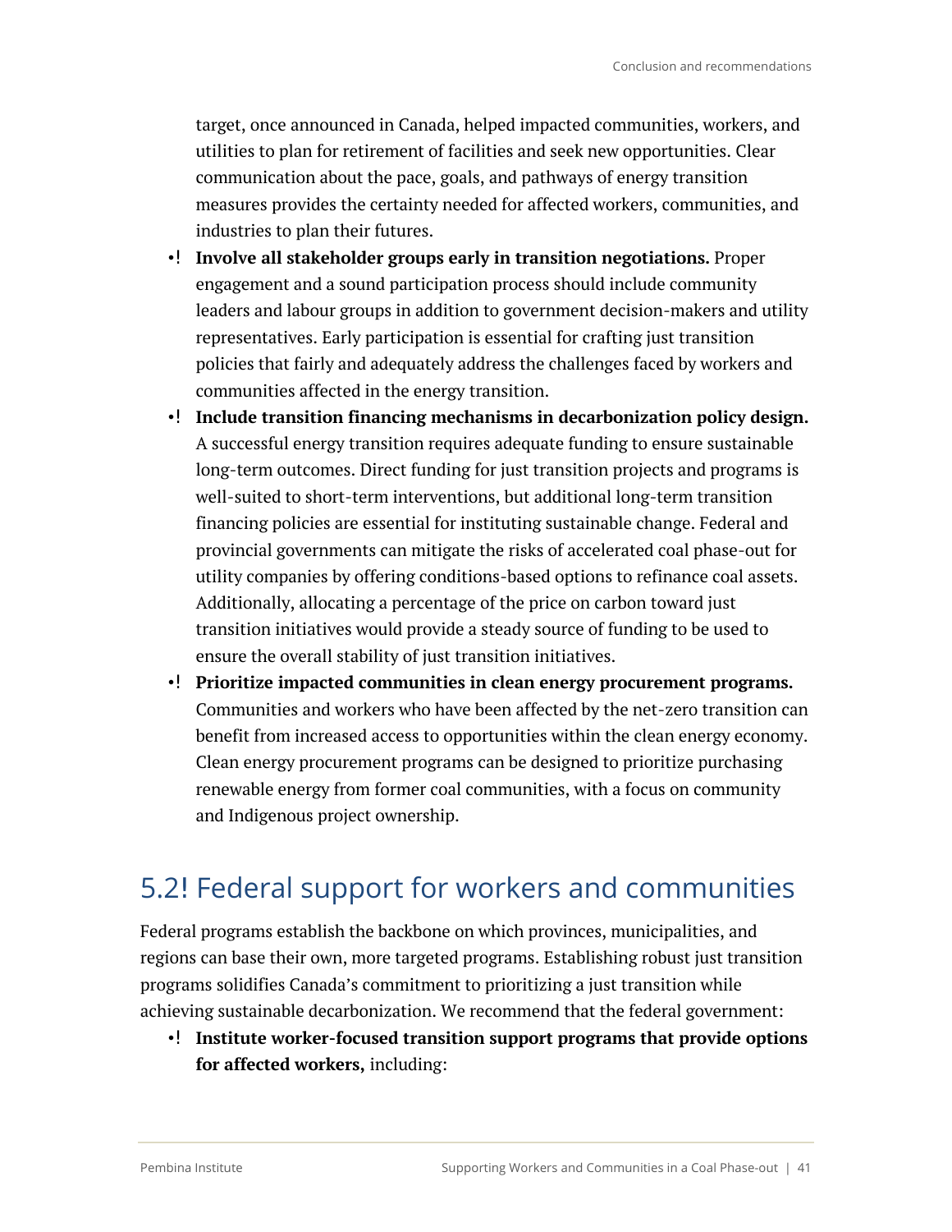target, once announced in Canada, helped impacted communities, workers, and utilities to plan for retirement of facilities and seek new opportunities. Clear communication about the pace, goals, and pathways of energy transition measures provides the certainty needed for affected workers, communities, and industries to plan their futures.

- **Involve all stakeholder groups early in transition negotiations.** Proper engagement and a sound participation process should include community leaders and labour groups in addition to government decision-makers and utility representatives. Early participation is essential for crafting just transition policies that fairly and adequately address the challenges faced by workers and communities affected in the energy transition.
- **Include transition financing mechanisms in decarbonization policy design.** A successful energy transition requires adequate funding to ensure sustainable long-term outcomes. Direct funding for just transition projects and programs is well-suited to short-term interventions, but additional long-term transition financing policies are essential for instituting sustainable change. Federal and provincial governments can mitigate the risks of accelerated coal phase-out for utility companies by offering conditions-based options to refinance coal assets. Additionally, allocating a percentage of the price on carbon toward just transition initiatives would provide a steady source of funding to be used to ensure the overall stability of just transition initiatives.
- **Prioritize impacted communities in clean energy procurement programs.** Communities and workers who have been affected by the net-zero transition can benefit from increased access to opportunities within the clean energy economy. Clean energy procurement programs can be designed to prioritize purchasing renewable energy from former coal communities, with a focus on community and Indigenous project ownership.

## 5.2 Federal support for workers and communities

Federal programs establish the backbone on which provinces, municipalities, and regions can base their own, more targeted programs. Establishing robust just transition programs solidifies Canada's commitment to prioritizing a just transition while achieving sustainable decarbonization. We recommend that the federal government:

- **Institute worker-focused transition support programs that provide options for affected workers,** including: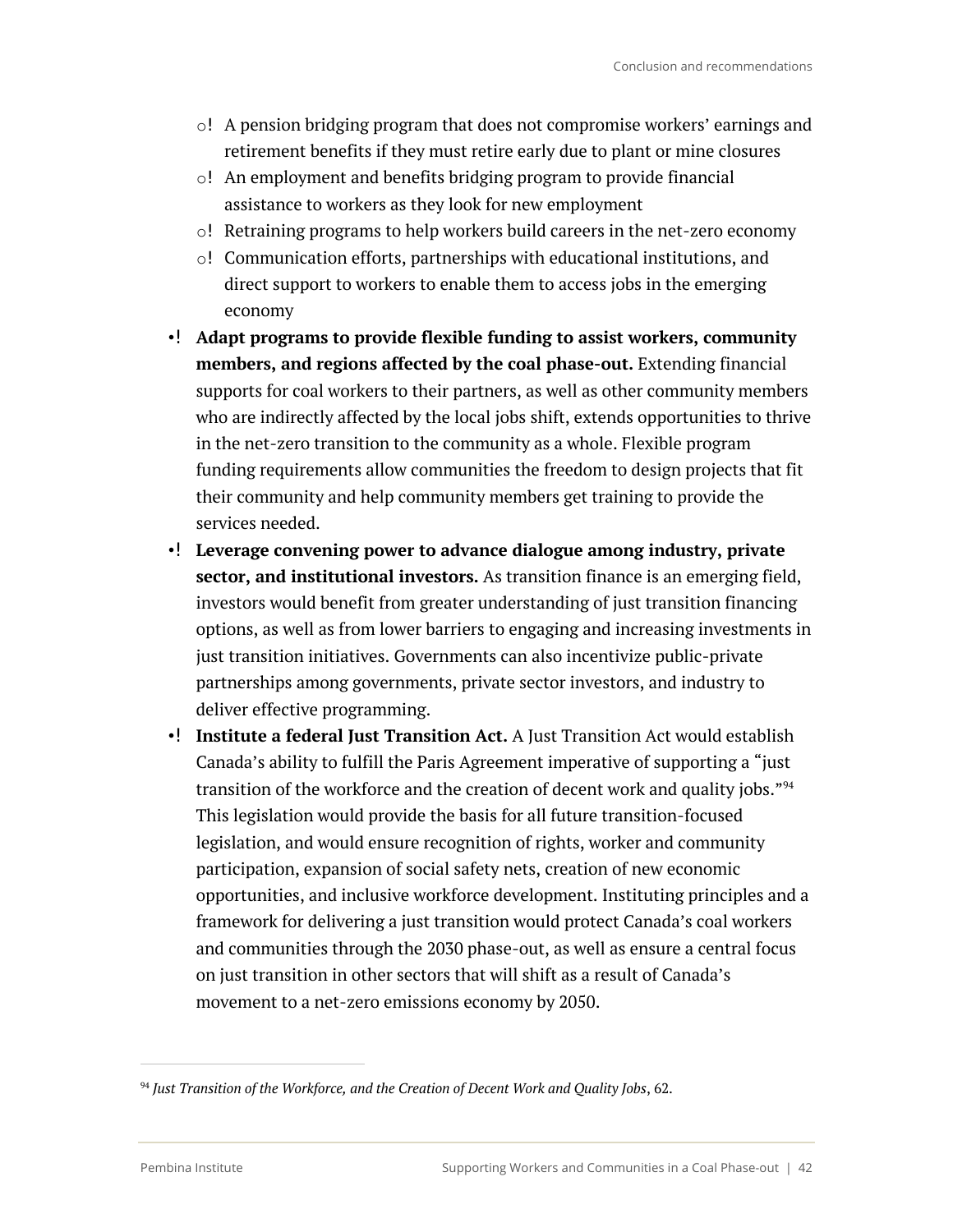- A pension bridging program that does not compromise workers' earnings and retirement benefits if they must retire early due to plant or mine closures
  - An employment and benefits bridging program to provide financial assistance to workers as they look for new employment
  - Retraining programs to help workers build careers in the net-zero economy
  - Communication efforts, partnerships with educational institutions, and direct support to workers to enable them to access jobs in the emerging economy
- **Adapt programs to provide flexible funding to assist workers, community members, and regions affected by the coal phase-out.** Extending financial supports for coal workers to their partners, as well as other community members who are indirectly affected by the local jobs shift, extends opportunities to thrive in the net-zero transition to the community as a whole. Flexible program funding requirements allow communities the freedom to design projects that fit their community and help community members get training to provide the services needed.
- **Leverage convening power to advance dialogue among industry, private sector, and institutional investors.** As transition finance is an emerging field, investors would benefit from greater understanding of just transition financing options, as well as from lower barriers to engaging and increasing investments in just transition initiatives. Governments can also incentivize public-private partnerships among governments, private sector investors, and industry to deliver effective programming.
- **Institute a federal Just Transition Act.** A Just Transition Act would establish Canada's ability to fulfill the Paris Agreement imperative of supporting a "just transition of the workforce and the creation of decent work and quality jobs."[94] This legislation would provide the basis for all future transition-focused legislation, and would ensure recognition of rights, worker and community participation, expansion of social safety nets, creation of new economic opportunities, and inclusive workforce development. Instituting principles and a framework for delivering a just transition would protect Canada's coal workers and communities through the 2030 phase-out, as well as ensure a central focus on just transition in other sectors that will shift as a result of Canada's movement to a net-zero emissions economy by 2050.

[94] *Just Transition of the Workforce, and the Creation of Decent Work and Quality Jobs*, 62.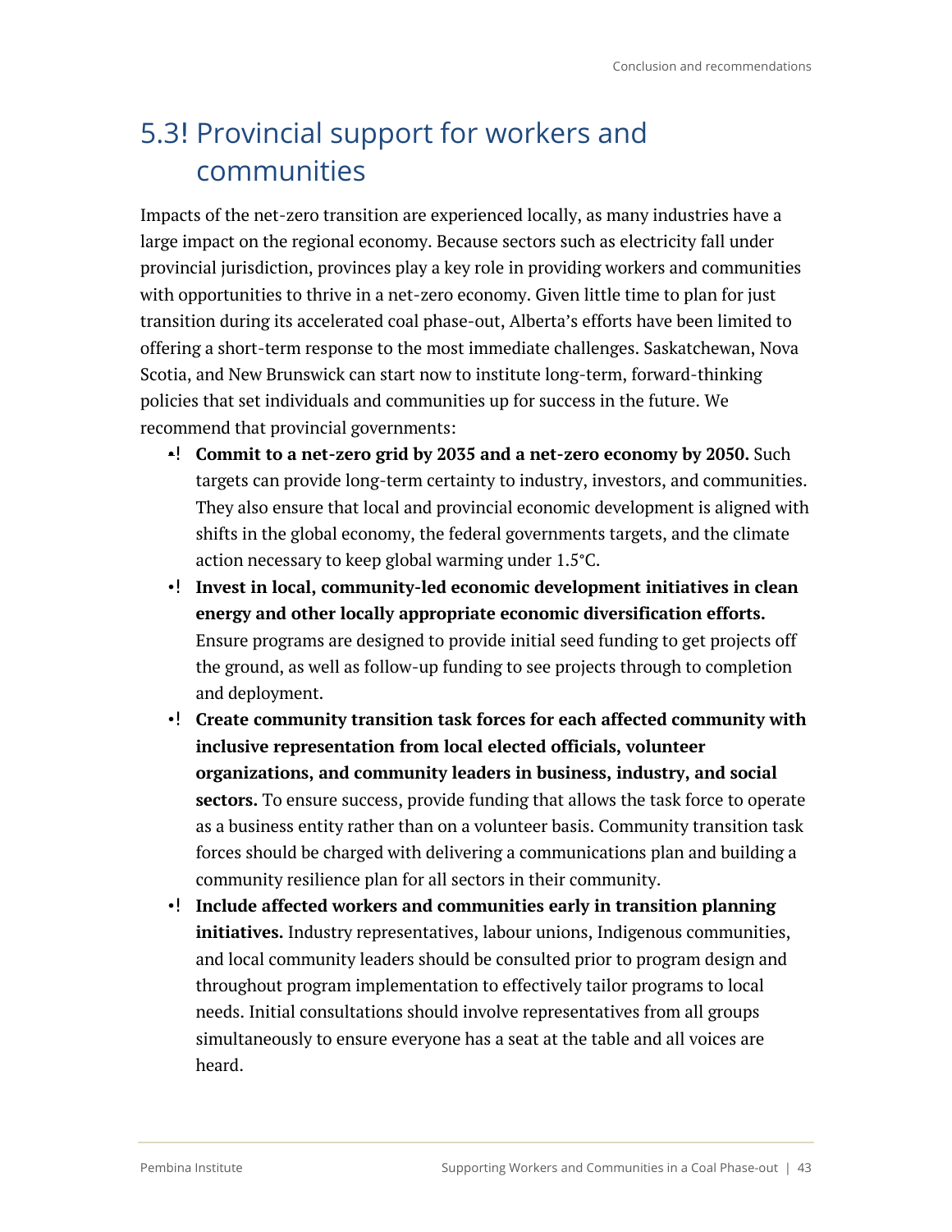## 5.3 Provincial support for workers and communities

Impacts of the net-zero transition are experienced locally, as many industries have a large impact on the regional economy. Because sectors such as electricity fall under provincial jurisdiction, provinces play a key role in providing workers and communities with opportunities to thrive in a net-zero economy. Given little time to plan for just transition during its accelerated coal phase-out, Alberta's efforts have been limited to offering a short-term response to the most immediate challenges. Saskatchewan, Nova Scotia, and New Brunswick can start now to institute long-term, forward-thinking policies that set individuals and communities up for success in the future. We recommend that provincial governments:

- **Commit to a net-zero grid by 2035 and a net-zero economy by 2050.** Such targets can provide long-term certainty to industry, investors, and communities. They also ensure that local and provincial economic development is aligned with shifts in the global economy, the federal governments targets, and the climate action necessary to keep global warming under 1.5°C.
- **Invest in local, community-led economic development initiatives in clean energy and other locally appropriate economic diversification efforts.** Ensure programs are designed to provide initial seed funding to get projects off the ground, as well as follow-up funding to see projects through to completion and deployment.
- **Create community transition task forces for each affected community with inclusive representation from local elected officials, volunteer organizations, and community leaders in business, industry, and social sectors.** To ensure success, provide funding that allows the task force to operate as a business entity rather than on a volunteer basis. Community transition task forces should be charged with delivering a communications plan and building a community resilience plan for all sectors in their community.
- **Include affected workers and communities early in transition planning initiatives.** Industry representatives, labour unions, Indigenous communities, and local community leaders should be consulted prior to program design and throughout program implementation to effectively tailor programs to local needs. Initial consultations should involve representatives from all groups simultaneously to ensure everyone has a seat at the table and all voices are heard.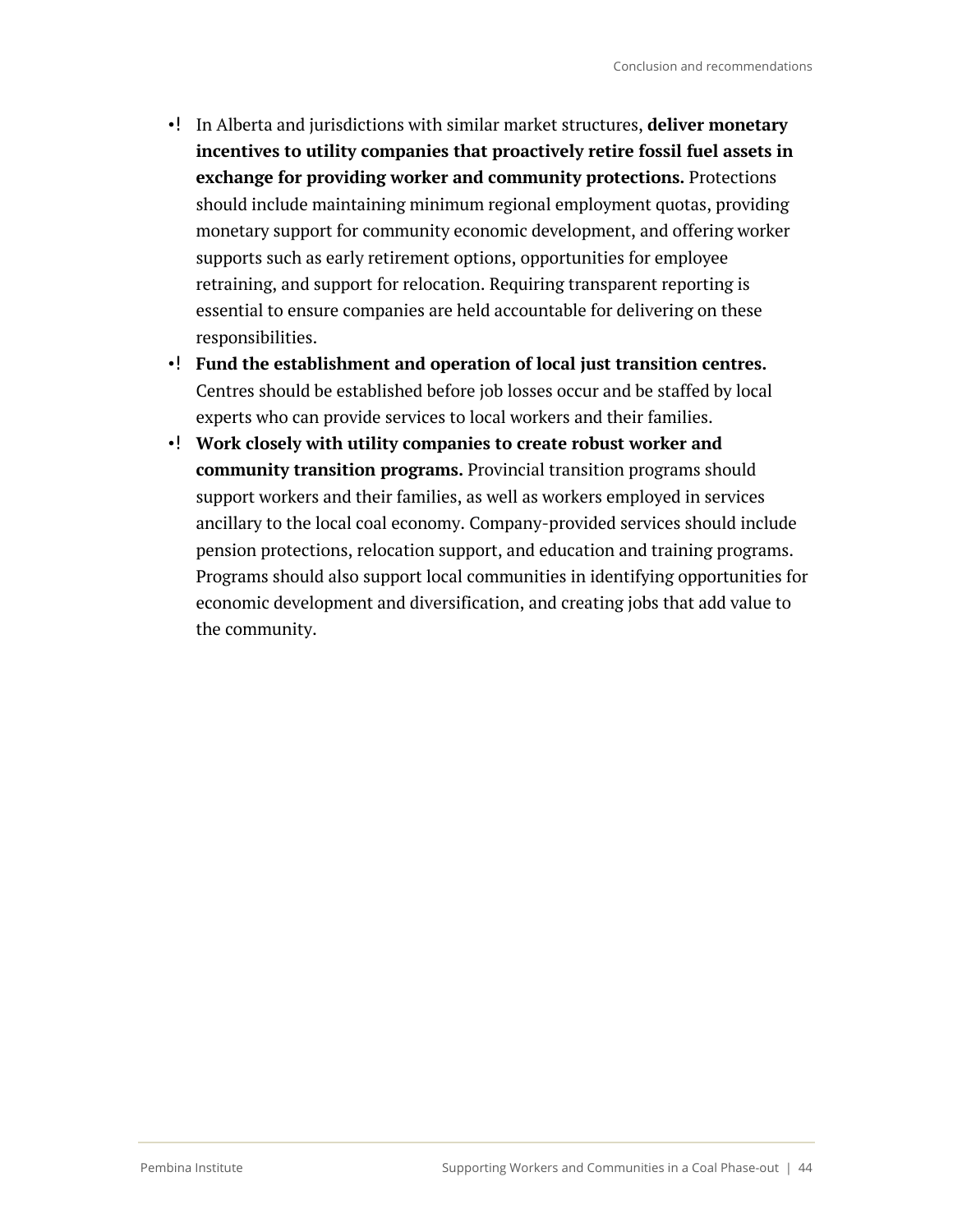- In Alberta and jurisdictions with similar market structures, **deliver monetary incentives to utility companies that proactively retire fossil fuel assets in exchange for providing worker and community protections.** Protections should include maintaining minimum regional employment quotas, providing monetary support for community economic development, and offering worker supports such as early retirement options, opportunities for employee retraining, and support for relocation. Requiring transparent reporting is essential to ensure companies are held accountable for delivering on these responsibilities.
- **Fund the establishment and operation of local just transition centres.** Centres should be established before job losses occur and be staffed by local experts who can provide services to local workers and their families.
- **Work closely with utility companies to create robust worker and community transition programs.** Provincial transition programs should support workers and their families, as well as workers employed in services ancillary to the local coal economy. Company-provided services should include pension protections, relocation support, and education and training programs. Programs should also support local communities in identifying opportunities for economic development and diversification, and creating jobs that add value to the community.